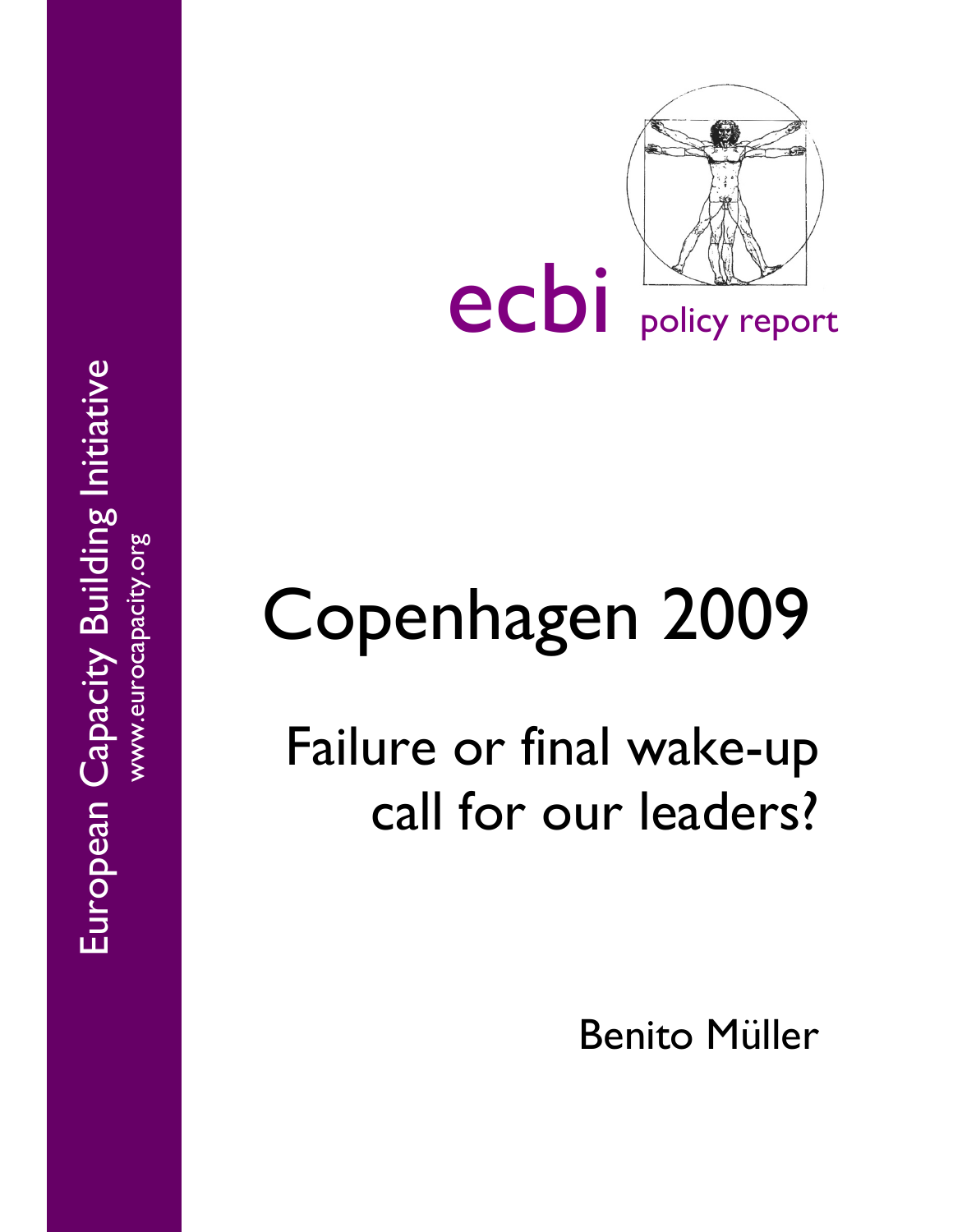European Capacity Building Initiative

www.eurocapacity.org

ecbi policy report

# Copenhagen 2009

## Failure or final wake-up call for our leaders?

Benito Müller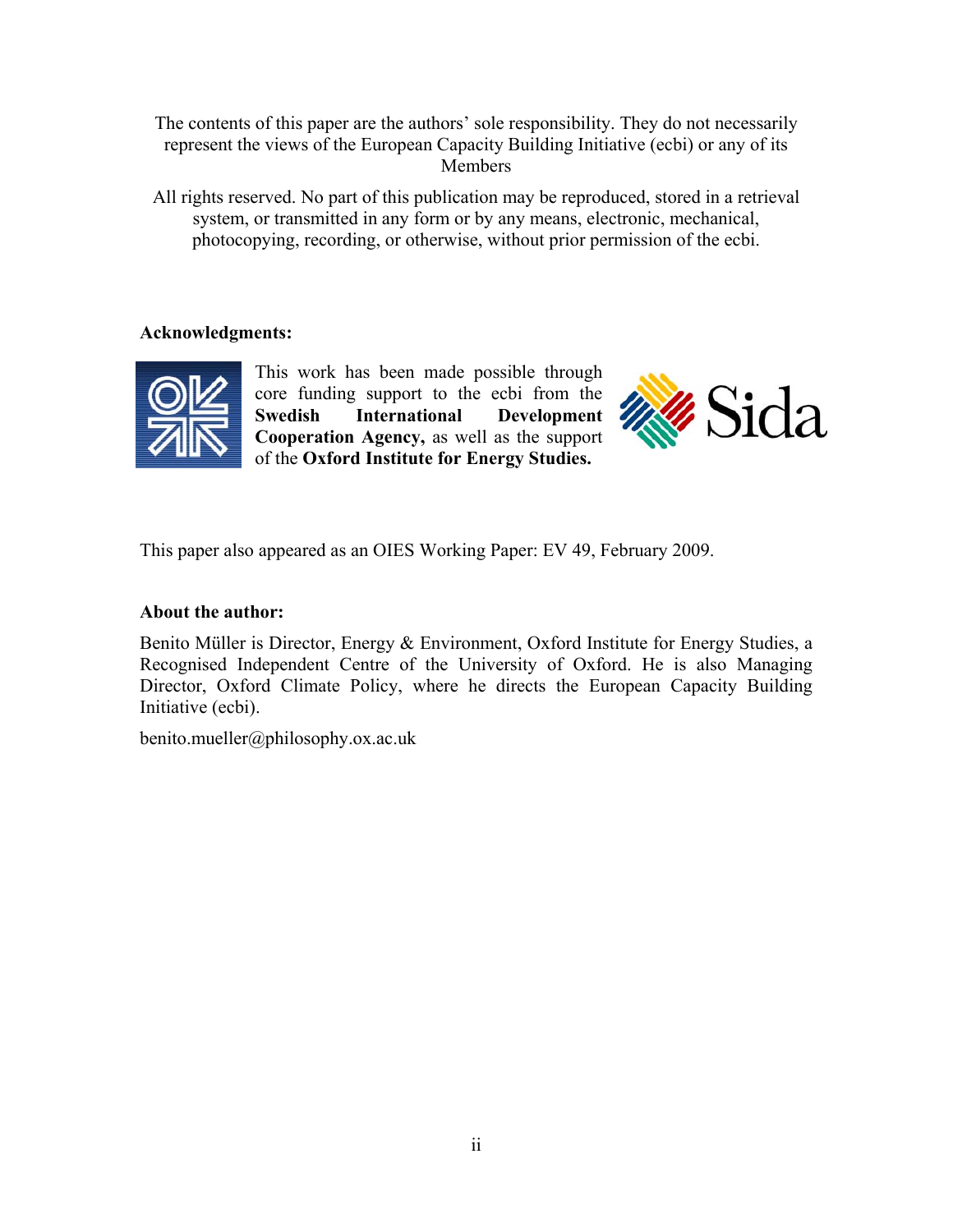The contents of this paper are the authors' sole responsibility. They do not necessarily represent the views of the European Capacity Building Initiative (ecbi) or any of its Members

All rights reserved. No part of this publication may be reproduced, stored in a retrieval system, or transmitted in any form or by any means, electronic, mechanical, photocopying, recording, or otherwise, without prior permission of the ecbi.

**Acknowledgments:**

This work has been made possible through core funding support to the ecbi from the **Swedish International Development Cooperation Agency,** as well as the support of the **Oxford Institute for Energy Studies.**

This paper also appeared as an OIES Working Paper: EV 49, February 2009.

**About the author:**

Benito Müller is Director, Energy & Environment, Oxford Institute for Energy Studies, a Recognised Independent Centre of the University of Oxford. He is also Managing Director, Oxford Climate Policy, where he directs the European Capacity Building Initiative (ecbi).

benito.mueller@philosophy.ox.ac.uk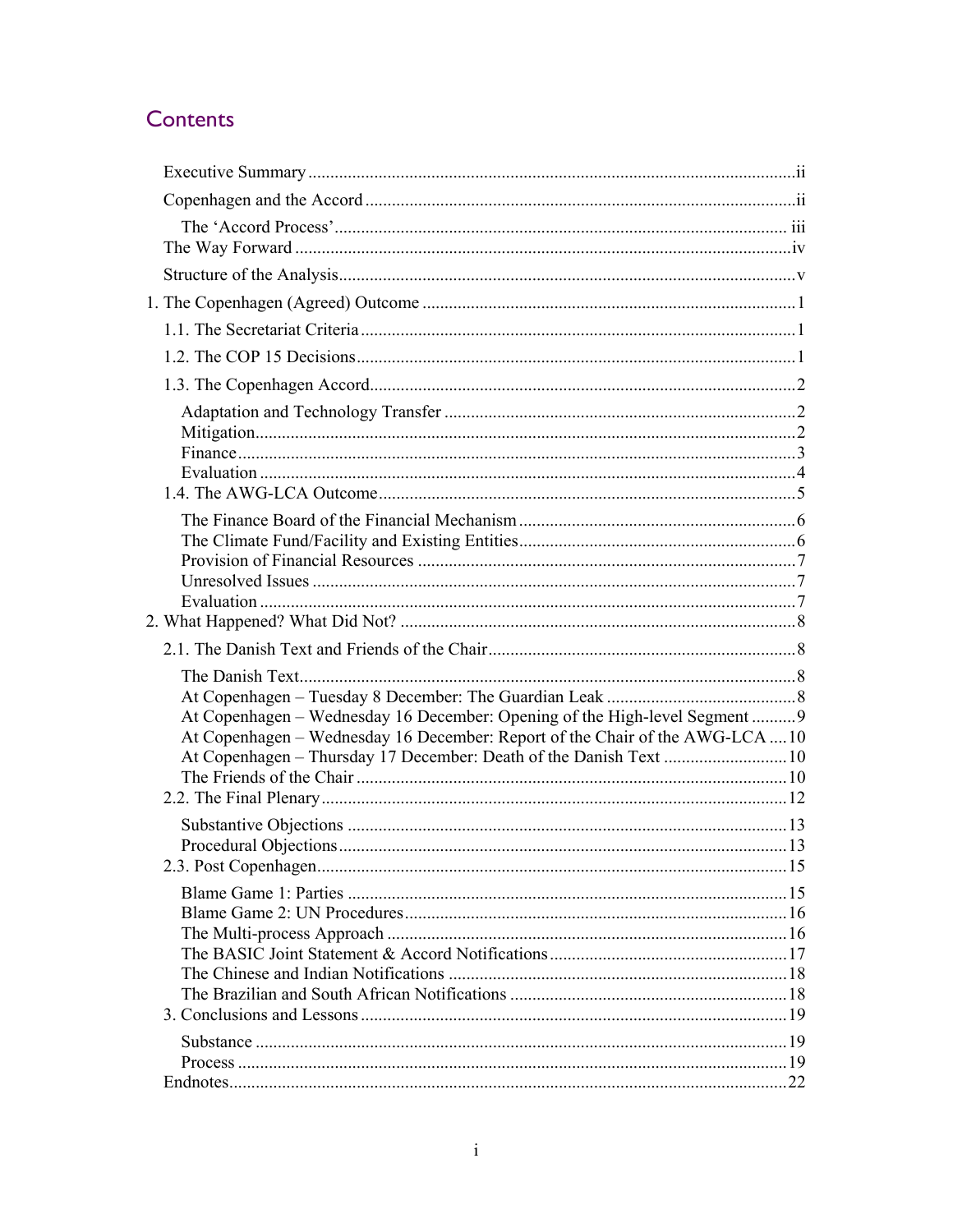## Contents

Executive Summary .......... ii

Copenhagen and the Accord .......... ii

The 'Accord Process' .......... iii

The Way Forward .......... iv

Structure of the Analysis .......... v

1. The Copenhagen (Agreed) Outcome .......... 1

1.1. The Secretariat Criteria .......... 1

1.2. The COP 15 Decisions .......... 1

1.3. The Copenhagen Accord .......... 2

Adaptation and Technology Transfer .......... 2
Mitigation .......... 2
Finance .......... 3
Evaluation .......... 4

1.4. The AWG-LCA Outcome .......... 5

The Finance Board of the Financial Mechanism .......... 6
The Climate Fund/Facility and Existing Entities .......... 6
Provision of Financial Resources .......... 7
Unresolved Issues .......... 7
Evaluation .......... 7

2. What Happened? What Did Not? .......... 8

2.1. The Danish Text and Friends of the Chair .......... 8

The Danish Text .......... 8
At Copenhagen – Tuesday 8 December: The Guardian Leak .......... 8
At Copenhagen – Wednesday 16 December: Opening of the High-level Segment .......... 9
At Copenhagen – Wednesday 16 December: Report of the Chair of the AWG-LCA .......... 10
At Copenhagen – Thursday 17 December: Death of the Danish Text .......... 10
The Friends of the Chair .......... 10

2.2. The Final Plenary .......... 12

Substantive Objections .......... 13
Procedural Objections .......... 13

2.3. Post Copenhagen .......... 15

Blame Game 1: Parties .......... 15
Blame Game 2: UN Procedures .......... 16
The Multi-process Approach .......... 16
The BASIC Joint Statement & Accord Notifications .......... 17
The Chinese and Indian Notifications .......... 18
The Brazilian and South African Notifications .......... 18

3. Conclusions and Lessons .......... 19

Substance .......... 19
Process .......... 19

Endnotes .......... 22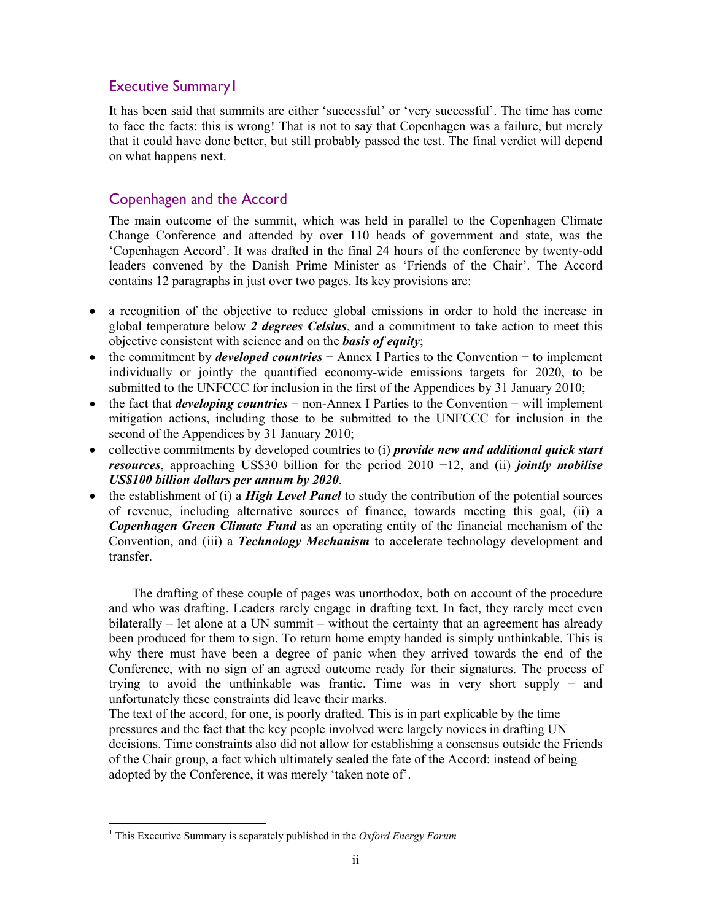## Executive Summary[1]

It has been said that summits are either 'successful' or 'very successful'. The time has come to face the facts: this is wrong! That is not to say that Copenhagen was a failure, but merely that it could have done better, but still probably passed the test. The final verdict will depend on what happens next.

## Copenhagen and the Accord

The main outcome of the summit, which was held in parallel to the Copenhagen Climate Change Conference and attended by over 110 heads of government and state, was the 'Copenhagen Accord'. It was drafted in the final 24 hours of the conference by twenty-odd leaders convened by the Danish Prime Minister as 'Friends of the Chair'. The Accord contains 12 paragraphs in just over two pages. Its key provisions are:

- a recognition of the objective to reduce global emissions in order to hold the increase in global temperature below ***2 degrees Celsius***, and a commitment to take action to meet this objective consistent with science and on the ***basis of equity***;
- the commitment by ***developed countries*** − Annex I Parties to the Convention − to implement individually or jointly the quantified economy-wide emissions targets for 2020, to be submitted to the UNFCCC for inclusion in the first of the Appendices by 31 January 2010;
- the fact that ***developing countries*** − non-Annex I Parties to the Convention − will implement mitigation actions, including those to be submitted to the UNFCCC for inclusion in the second of the Appendices by 31 January 2010;
- collective commitments by developed countries to (i) ***provide new and additional quick start resources***, approaching US$30 billion for the period 2010 −12, and (ii) ***jointly mobilise US$100 billion dollars per annum by 2020***.
- the establishment of (i) a ***High Level Panel*** to study the contribution of the potential sources of revenue, including alternative sources of finance, towards meeting this goal, (ii) a ***Copenhagen Green Climate Fund*** as an operating entity of the financial mechanism of the Convention, and (iii) a ***Technology Mechanism*** to accelerate technology development and transfer.

The drafting of these couple of pages was unorthodox, both on account of the procedure and who was drafting. Leaders rarely engage in drafting text. In fact, they rarely meet even bilaterally – let alone at a UN summit – without the certainty that an agreement has already been produced for them to sign. To return home empty handed is simply unthinkable. This is why there must have been a degree of panic when they arrived towards the end of the Conference, with no sign of an agreed outcome ready for their signatures. The process of trying to avoid the unthinkable was frantic. Time was in very short supply − and unfortunately these constraints did leave their marks.

The text of the accord, for one, is poorly drafted. This is in part explicable by the time pressures and the fact that the key people involved were largely novices in drafting UN decisions. Time constraints also did not allow for establishing a consensus outside the Friends of the Chair group, a fact which ultimately sealed the fate of the Accord: instead of being adopted by the Conference, it was merely 'taken note of'.

---

[1] This Executive Summary is separately published in the *Oxford Energy Forum*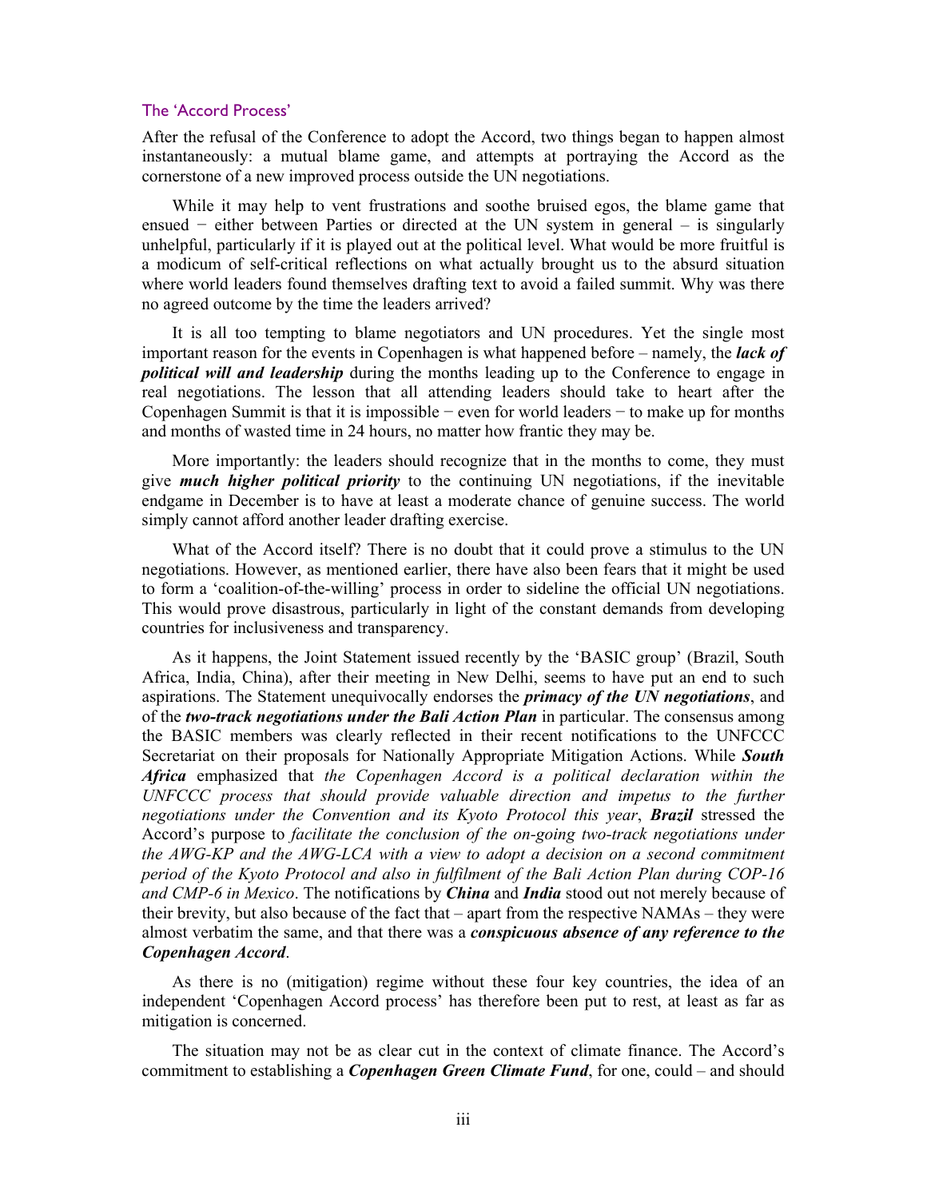## The 'Accord Process'

After the refusal of the Conference to adopt the Accord, two things began to happen almost instantaneously: a mutual blame game, and attempts at portraying the Accord as the cornerstone of a new improved process outside the UN negotiations.

While it may help to vent frustrations and soothe bruised egos, the blame game that ensued − either between Parties or directed at the UN system in general – is singularly unhelpful, particularly if it is played out at the political level. What would be more fruitful is a modicum of self-critical reflections on what actually brought us to the absurd situation where world leaders found themselves drafting text to avoid a failed summit. Why was there no agreed outcome by the time the leaders arrived?

It is all too tempting to blame negotiators and UN procedures. Yet the single most important reason for the events in Copenhagen is what happened before – namely, the ***lack of political will and leadership*** during the months leading up to the Conference to engage in real negotiations. The lesson that all attending leaders should take to heart after the Copenhagen Summit is that it is impossible − even for world leaders − to make up for months and months of wasted time in 24 hours, no matter how frantic they may be.

More importantly: the leaders should recognize that in the months to come, they must give ***much higher political priority*** to the continuing UN negotiations, if the inevitable endgame in December is to have at least a moderate chance of genuine success. The world simply cannot afford another leader drafting exercise.

What of the Accord itself? There is no doubt that it could prove a stimulus to the UN negotiations. However, as mentioned earlier, there have also been fears that it might be used to form a 'coalition-of-the-willing' process in order to sideline the official UN negotiations. This would prove disastrous, particularly in light of the constant demands from developing countries for inclusiveness and transparency.

As it happens, the Joint Statement issued recently by the 'BASIC group' (Brazil, South Africa, India, China), after their meeting in New Delhi, seems to have put an end to such aspirations. The Statement unequivocally endorses the ***primacy of the UN negotiations***, and of the ***two-track negotiations under the Bali Action Plan*** in particular. The consensus among the BASIC members was clearly reflected in their recent notifications to the UNFCCC Secretariat on their proposals for Nationally Appropriate Mitigation Actions. While ***South Africa*** emphasized that *the Copenhagen Accord is a political declaration within the UNFCCC process that should provide valuable direction and impetus to the further negotiations under the Convention and its Kyoto Protocol this year*, ***Brazil*** stressed the Accord's purpose to *facilitate the conclusion of the on-going two-track negotiations under the AWG-KP and the AWG-LCA with a view to adopt a decision on a second commitment period of the Kyoto Protocol and also in fulfilment of the Bali Action Plan during COP-16 and CMP-6 in Mexico*. The notifications by ***China*** and ***India*** stood out not merely because of their brevity, but also because of the fact that – apart from the respective NAMAs – they were almost verbatim the same, and that there was a ***conspicuous absence of any reference to the Copenhagen Accord***.

As there is no (mitigation) regime without these four key countries, the idea of an independent 'Copenhagen Accord process' has therefore been put to rest, at least as far as mitigation is concerned.

The situation may not be as clear cut in the context of climate finance. The Accord's commitment to establishing a ***Copenhagen Green Climate Fund***, for one, could – and should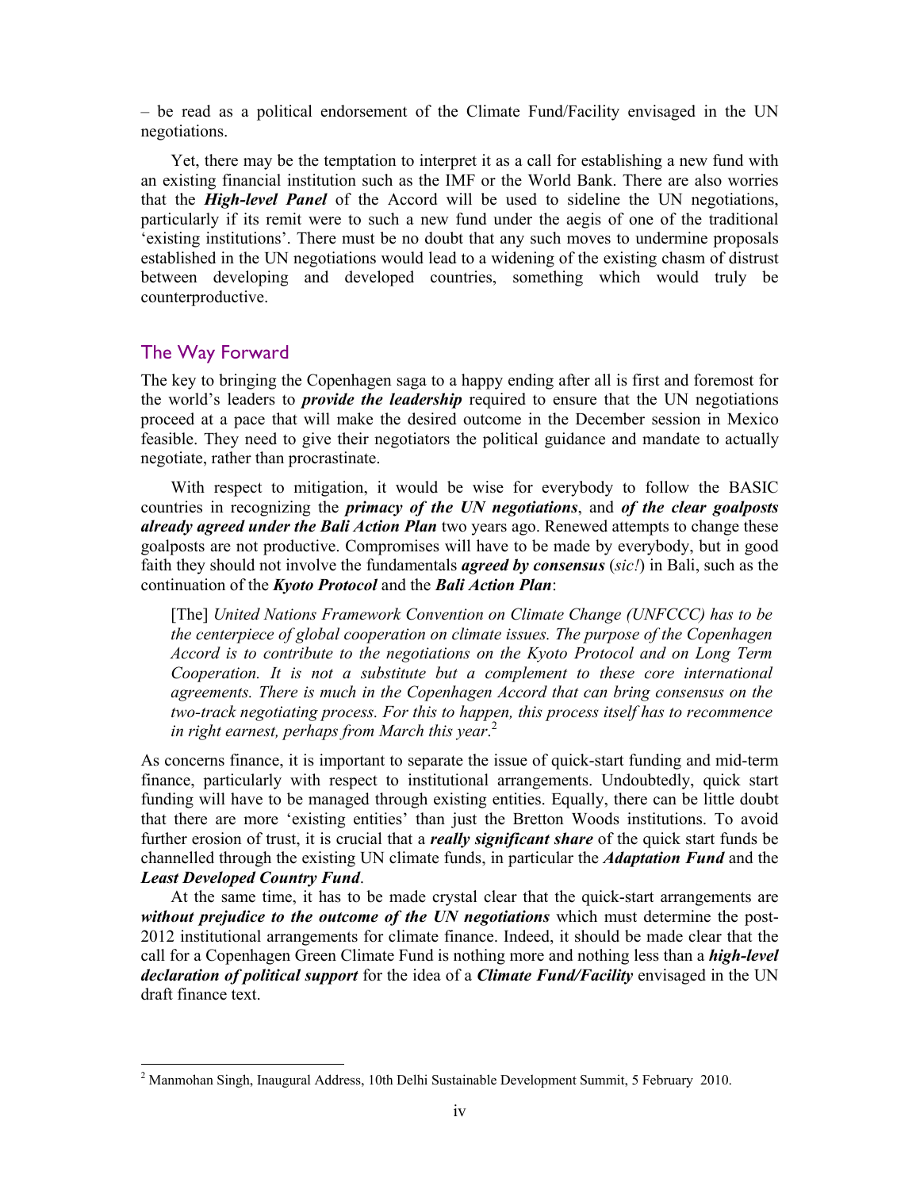– be read as a political endorsement of the Climate Fund/Facility envisaged in the UN negotiations.

Yet, there may be the temptation to interpret it as a call for establishing a new fund with an existing financial institution such as the IMF or the World Bank. There are also worries that the ***High-level Panel*** of the Accord will be used to sideline the UN negotiations, particularly if its remit were to such a new fund under the aegis of one of the traditional 'existing institutions'. There must be no doubt that any such moves to undermine proposals established in the UN negotiations would lead to a widening of the existing chasm of distrust between developing and developed countries, something which would truly be counterproductive.

## The Way Forward

The key to bringing the Copenhagen saga to a happy ending after all is first and foremost for the world's leaders to ***provide the leadership*** required to ensure that the UN negotiations proceed at a pace that will make the desired outcome in the December session in Mexico feasible. They need to give their negotiators the political guidance and mandate to actually negotiate, rather than procrastinate.

With respect to mitigation, it would be wise for everybody to follow the BASIC countries in recognizing the ***primacy of the UN negotiations***, and ***of the clear goalposts already agreed under the Bali Action Plan*** two years ago. Renewed attempts to change these goalposts are not productive. Compromises will have to be made by everybody, but in good faith they should not involve the fundamentals ***agreed by consensus*** (*sic!*) in Bali, such as the continuation of the ***Kyoto Protocol*** and the ***Bali Action Plan***:

> [The] *United Nations Framework Convention on Climate Change (UNFCCC) has to be the centerpiece of global cooperation on climate issues. The purpose of the Copenhagen Accord is to contribute to the negotiations on the Kyoto Protocol and on Long Term Cooperation. It is not a substitute but a complement to these core international agreements. There is much in the Copenhagen Accord that can bring consensus on the two-track negotiating process. For this to happen, this process itself has to recommence in right earnest, perhaps from March this year*.[2]

As concerns finance, it is important to separate the issue of quick-start funding and mid-term finance, particularly with respect to institutional arrangements. Undoubtedly, quick start funding will have to be managed through existing entities. Equally, there can be little doubt that there are more 'existing entities' than just the Bretton Woods institutions. To avoid further erosion of trust, it is crucial that a ***really significant share*** of the quick start funds be channelled through the existing UN climate funds, in particular the ***Adaptation Fund*** and the ***Least Developed Country Fund***.

At the same time, it has to be made crystal clear that the quick-start arrangements are ***without prejudice to the outcome of the UN negotiations*** which must determine the post-2012 institutional arrangements for climate finance. Indeed, it should be made clear that the call for a Copenhagen Green Climate Fund is nothing more and nothing less than a ***high-level declaration of political support*** for the idea of a ***Climate Fund/Facility*** envisaged in the UN draft finance text.

---

[2] Manmohan Singh, Inaugural Address, 10th Delhi Sustainable Development Summit, 5 February 2010.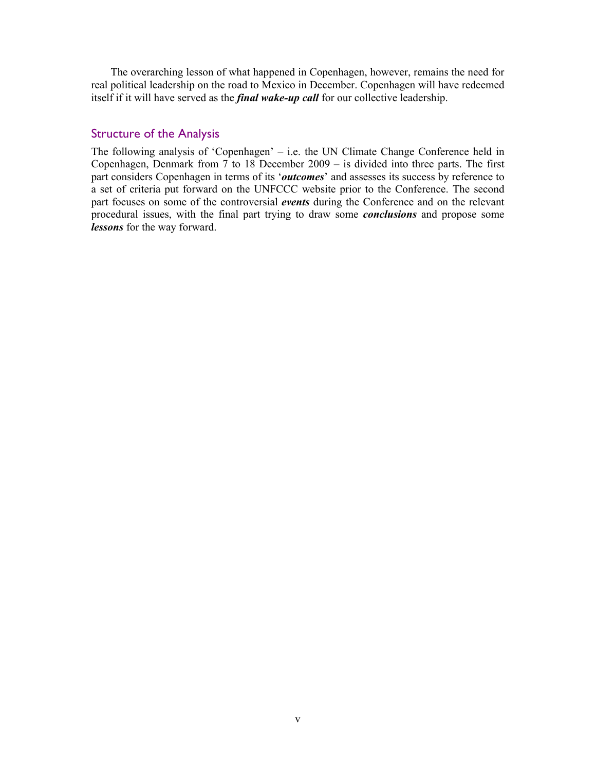The overarching lesson of what happened in Copenhagen, however, remains the need for real political leadership on the road to Mexico in December. Copenhagen will have redeemed itself if it will have served as the ***final wake-up call*** for our collective leadership.

## Structure of the Analysis

The following analysis of 'Copenhagen' – i.e. the UN Climate Change Conference held in Copenhagen, Denmark from 7 to 18 December 2009 – is divided into three parts. The first part considers Copenhagen in terms of its '***outcomes***' and assesses its success by reference to a set of criteria put forward on the UNFCCC website prior to the Conference. The second part focuses on some of the controversial ***events*** during the Conference and on the relevant procedural issues, with the final part trying to draw some ***conclusions*** and propose some ***lessons*** for the way forward.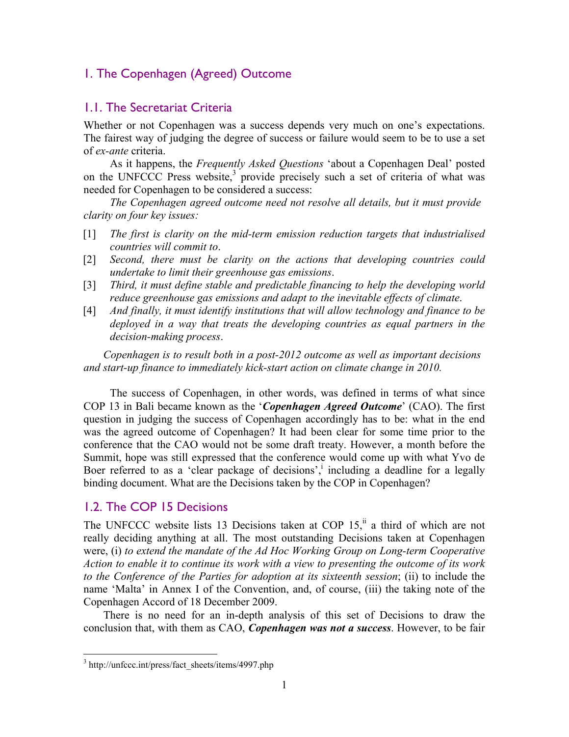## 1. The Copenhagen (Agreed) Outcome

### 1.1. The Secretariat Criteria

Whether or not Copenhagen was a success depends very much on one's expectations. The fairest way of judging the degree of success or failure would seem to be to use a set of *ex-ante* criteria.

As it happens, the *Frequently Asked Questions* 'about a Copenhagen Deal' posted on the UNFCCC Press website,[3] provide precisely such a set of criteria of what was needed for Copenhagen to be considered a success:

*The Copenhagen agreed outcome need not resolve all details, but it must provide clarity on four key issues:*

[1] *The first is clarity on the mid-term emission reduction targets that industrialised countries will commit to*.

[2] *Second, there must be clarity on the actions that developing countries could undertake to limit their greenhouse gas emissions*.

[3] *Third, it must define stable and predictable financing to help the developing world reduce greenhouse gas emissions and adapt to the inevitable effects of climate*.

[4] *And finally, it must identify institutions that will allow technology and finance to be deployed in a way that treats the developing countries as equal partners in the decision-making process*.

*Copenhagen is to result both in a post-2012 outcome as well as important decisions and start-up finance to immediately kick-start action on climate change in 2010.*

The success of Copenhagen, in other words, was defined in terms of what since COP 13 in Bali became known as the '***Copenhagen Agreed Outcome***' (CAO). The first question in judging the success of Copenhagen accordingly has to be: what in the end was the agreed outcome of Copenhagen? It had been clear for some time prior to the conference that the CAO would not be some draft treaty. However, a month before the Summit, hope was still expressed that the conference would come up with what Yvo de Boer referred to as a 'clear package of decisions',[i] including a deadline for a legally binding document. What are the Decisions taken by the COP in Copenhagen?

### 1.2. The COP 15 Decisions

The UNFCCC website lists 13 Decisions taken at COP 15,[ii] a third of which are not really deciding anything at all. The most outstanding Decisions taken at Copenhagen were, (i) *to extend the mandate of the Ad Hoc Working Group on Long-term Cooperative Action to enable it to continue its work with a view to presenting the outcome of its work to the Conference of the Parties for adoption at its sixteenth session*; (ii) to include the name 'Malta' in Annex I of the Convention, and, of course, (iii) the taking note of the Copenhagen Accord of 18 December 2009.

There is no need for an in-depth analysis of this set of Decisions to draw the conclusion that, with them as CAO, ***Copenhagen was not a success***. However, to be fair

[3] http://unfccc.int/press/fact_sheets/items/4997.php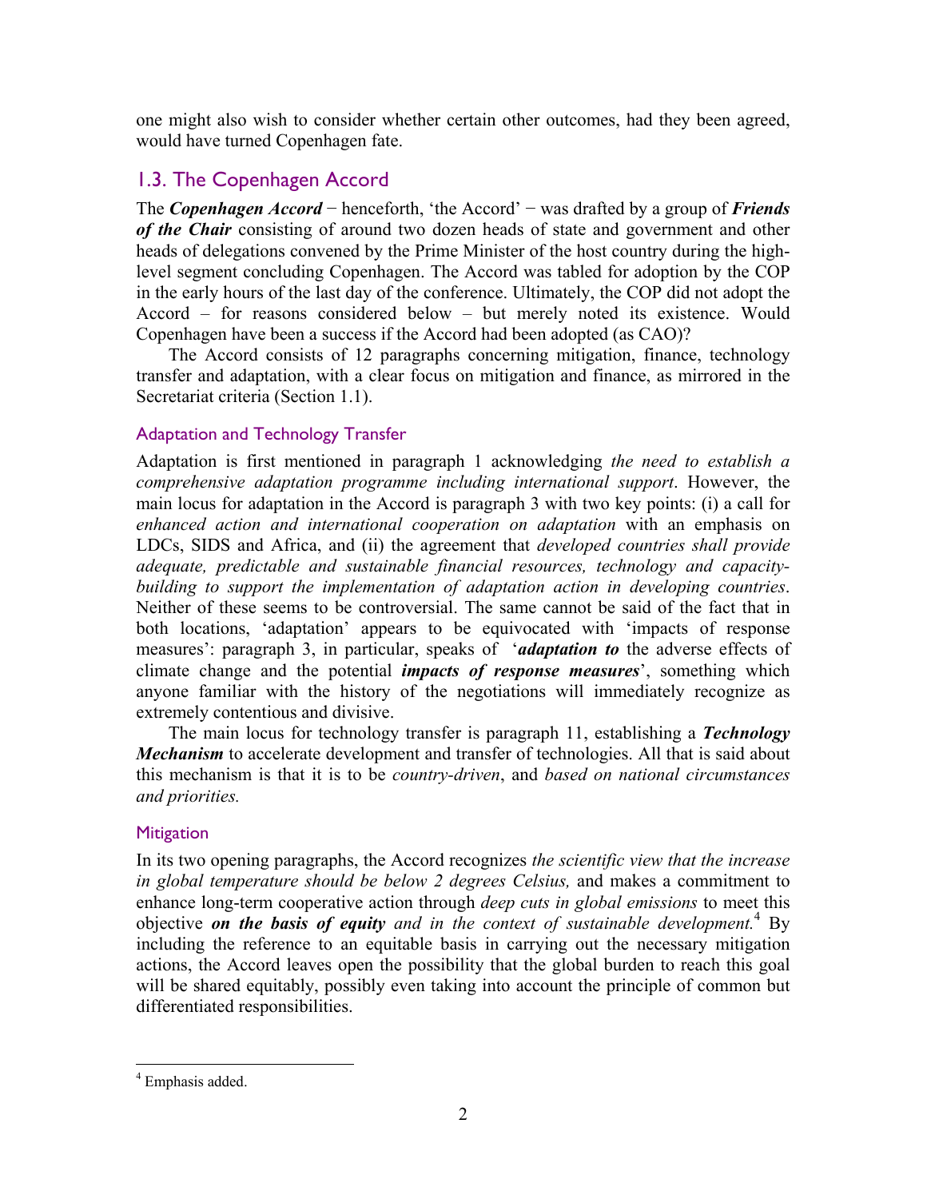one might also wish to consider whether certain other outcomes, had they been agreed, would have turned Copenhagen fate.

## 1.3. The Copenhagen Accord

The ***Copenhagen Accord*** − henceforth, 'the Accord' − was drafted by a group of ***Friends of the Chair*** consisting of around two dozen heads of state and government and other heads of delegations convened by the Prime Minister of the host country during the high-level segment concluding Copenhagen. The Accord was tabled for adoption by the COP in the early hours of the last day of the conference. Ultimately, the COP did not adopt the Accord – for reasons considered below – but merely noted its existence. Would Copenhagen have been a success if the Accord had been adopted (as CAO)?

The Accord consists of 12 paragraphs concerning mitigation, finance, technology transfer and adaptation, with a clear focus on mitigation and finance, as mirrored in the Secretariat criteria (Section 1.1).

### Adaptation and Technology Transfer

Adaptation is first mentioned in paragraph 1 acknowledging *the need to establish a comprehensive adaptation programme including international support*. However, the main locus for adaptation in the Accord is paragraph 3 with two key points: (i) a call for *enhanced action and international cooperation on adaptation* with an emphasis on LDCs, SIDS and Africa, and (ii) the agreement that *developed countries shall provide adequate, predictable and sustainable financial resources, technology and capacity-building to support the implementation of adaptation action in developing countries*. Neither of these seems to be controversial. The same cannot be said of the fact that in both locations, 'adaptation' appears to be equivocated with 'impacts of response measures': paragraph 3, in particular, speaks of '***adaptation to*** the adverse effects of climate change and the potential ***impacts of response measures***', something which anyone familiar with the history of the negotiations will immediately recognize as extremely contentious and divisive.

The main locus for technology transfer is paragraph 11, establishing a ***Technology Mechanism*** to accelerate development and transfer of technologies. All that is said about this mechanism is that it is to be *country-driven*, and *based on national circumstances and priorities.*

### Mitigation

In its two opening paragraphs, the Accord recognizes *the scientific view that the increase in global temperature should be below 2 degrees Celsius,* and makes a commitment to enhance long-term cooperative action through *deep cuts in global emissions* to meet this objective ***on the basis of equity*** *and in the context of sustainable development.*[4] By including the reference to an equitable basis in carrying out the necessary mitigation actions, the Accord leaves open the possibility that the global burden to reach this goal will be shared equitably, possibly even taking into account the principle of common but differentiated responsibilities.

---

[4] Emphasis added.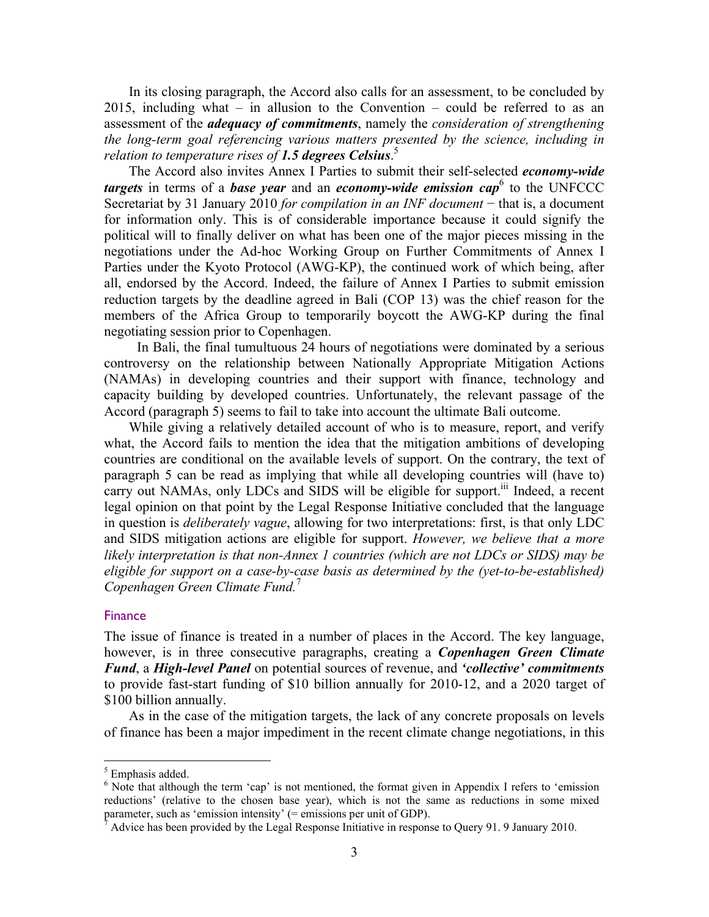In its closing paragraph, the Accord also calls for an assessment, to be concluded by 2015, including what – in allusion to the Convention – could be referred to as an assessment of the ***adequacy of commitments***, namely the *consideration of strengthening the long-term goal referencing various matters presented by the science, including in relation to temperature rises of **1.5 degrees Celsius***.[5]

The Accord also invites Annex I Parties to submit their self-selected ***economy-wide targets*** in terms of a ***base year*** and an ***economy-wide emission cap***[6] to the UNFCCC Secretariat by 31 January 2010 *for compilation in an INF document* − that is, a document for information only. This is of considerable importance because it could signify the political will to finally deliver on what has been one of the major pieces missing in the negotiations under the Ad-hoc Working Group on Further Commitments of Annex I Parties under the Kyoto Protocol (AWG-KP), the continued work of which being, after all, endorsed by the Accord. Indeed, the failure of Annex I Parties to submit emission reduction targets by the deadline agreed in Bali (COP 13) was the chief reason for the members of the Africa Group to temporarily boycott the AWG-KP during the final negotiating session prior to Copenhagen.

In Bali, the final tumultuous 24 hours of negotiations were dominated by a serious controversy on the relationship between Nationally Appropriate Mitigation Actions (NAMAs) in developing countries and their support with finance, technology and capacity building by developed countries. Unfortunately, the relevant passage of the Accord (paragraph 5) seems to fail to take into account the ultimate Bali outcome.

While giving a relatively detailed account of who is to measure, report, and verify what, the Accord fails to mention the idea that the mitigation ambitions of developing countries are conditional on the available levels of support. On the contrary, the text of paragraph 5 can be read as implying that while all developing countries will (have to) carry out NAMAs, only LDCs and SIDS will be eligible for support.[iii] Indeed, a recent legal opinion on that point by the Legal Response Initiative concluded that the language in question is *deliberately vague*, allowing for two interpretations: first, is that only LDC and SIDS mitigation actions are eligible for support. *However, we believe that a more likely interpretation is that non-Annex 1 countries (which are not LDCs or SIDS) may be eligible for support on a case-by-case basis as determined by the (yet-to-be-established) Copenhagen Green Climate Fund.*[7]

## Finance

The issue of finance is treated in a number of places in the Accord. The key language, however, is in three consecutive paragraphs, creating a ***Copenhagen Green Climate Fund***, a ***High-level Panel*** on potential sources of revenue, and ***'collective' commitments*** to provide fast-start funding of \$10 billion annually for 2010-12, and a 2020 target of \$100 billion annually.

As in the case of the mitigation targets, the lack of any concrete proposals on levels of finance has been a major impediment in the recent climate change negotiations, in this

---

[5] Emphasis added.

[6] Note that although the term 'cap' is not mentioned, the format given in Appendix I refers to 'emission reductions' (relative to the chosen base year), which is not the same as reductions in some mixed parameter, such as 'emission intensity' (= emissions per unit of GDP).

[7] Advice has been provided by the Legal Response Initiative in response to Query 91. 9 January 2010.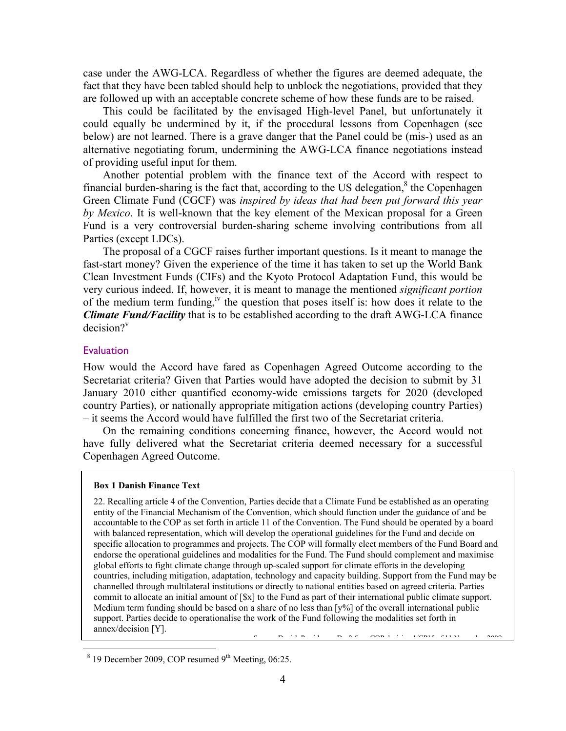case under the AWG-LCA. Regardless of whether the figures are deemed adequate, the fact that they have been tabled should help to unblock the negotiations, provided that they are followed up with an acceptable concrete scheme of how these funds are to be raised.

This could be facilitated by the envisaged High-level Panel, but unfortunately it could equally be undermined by it, if the procedural lessons from Copenhagen (see below) are not learned. There is a grave danger that the Panel could be (mis-) used as an alternative negotiating forum, undermining the AWG-LCA finance negotiations instead of providing useful input for them.

Another potential problem with the finance text of the Accord with respect to financial burden-sharing is the fact that, according to the US delegation,[8] the Copenhagen Green Climate Fund (CGCF) was *inspired by ideas that had been put forward this year by Mexico*. It is well-known that the key element of the Mexican proposal for a Green Fund is a very controversial burden-sharing scheme involving contributions from all Parties (except LDCs).

The proposal of a CGCF raises further important questions. Is it meant to manage the fast-start money? Given the experience of the time it has taken to set up the World Bank Clean Investment Funds (CIFs) and the Kyoto Protocol Adaptation Fund, this would be very curious indeed. If, however, it is meant to manage the mentioned *significant portion* of the medium term funding,[iv] the question that poses itself is: how does it relate to the ***Climate Fund/Facility*** that is to be established according to the draft AWG-LCA finance decision?[v]

## Evaluation

How would the Accord have fared as Copenhagen Agreed Outcome according to the Secretariat criteria? Given that Parties would have adopted the decision to submit by 31 January 2010 either quantified economy-wide emissions targets for 2020 (developed country Parties), or nationally appropriate mitigation actions (developing country Parties) – it seems the Accord would have fulfilled the first two of the Secretariat criteria.

On the remaining conditions concerning finance, however, the Accord would not have fully delivered what the Secretariat criteria deemed necessary for a successful Copenhagen Agreed Outcome.

> **Box 1 Danish Finance Text**
>
> 22. Recalling article 4 of the Convention, Parties decide that a Climate Fund be established as an operating entity of the Financial Mechanism of the Convention, which should function under the guidance of and be accountable to the COP as set forth in article 11 of the Convention. The Fund should be operated by a board with balanced representation, which will develop the operational guidelines for the Fund and decide on specific allocation to programmes and projects. The COP will formally elect members of the Fund Board and endorse the operational guidelines and modalities for the Fund. The Fund should complement and maximise global efforts to fight climate change through up-scaled support for climate efforts in the developing countries, including mitigation, adaptation, technology and capacity building. Support from the Fund may be channelled through multilateral institutions or directly to national entities based on agreed criteria. Parties commit to allocate an initial amount of [$x] to the Fund as part of their international public climate support. Medium term funding should be based on a share of no less than [y%] of the overall international public support. Parties decide to operationalise the work of the Fund following the modalities set forth in annex/decision [Y].
>
> Source: Danish Presidency Draft for COP decision 1/CP.15 of 11 November 2009

---

[8] 19 December 2009, COP resumed 9th Meeting, 06:25.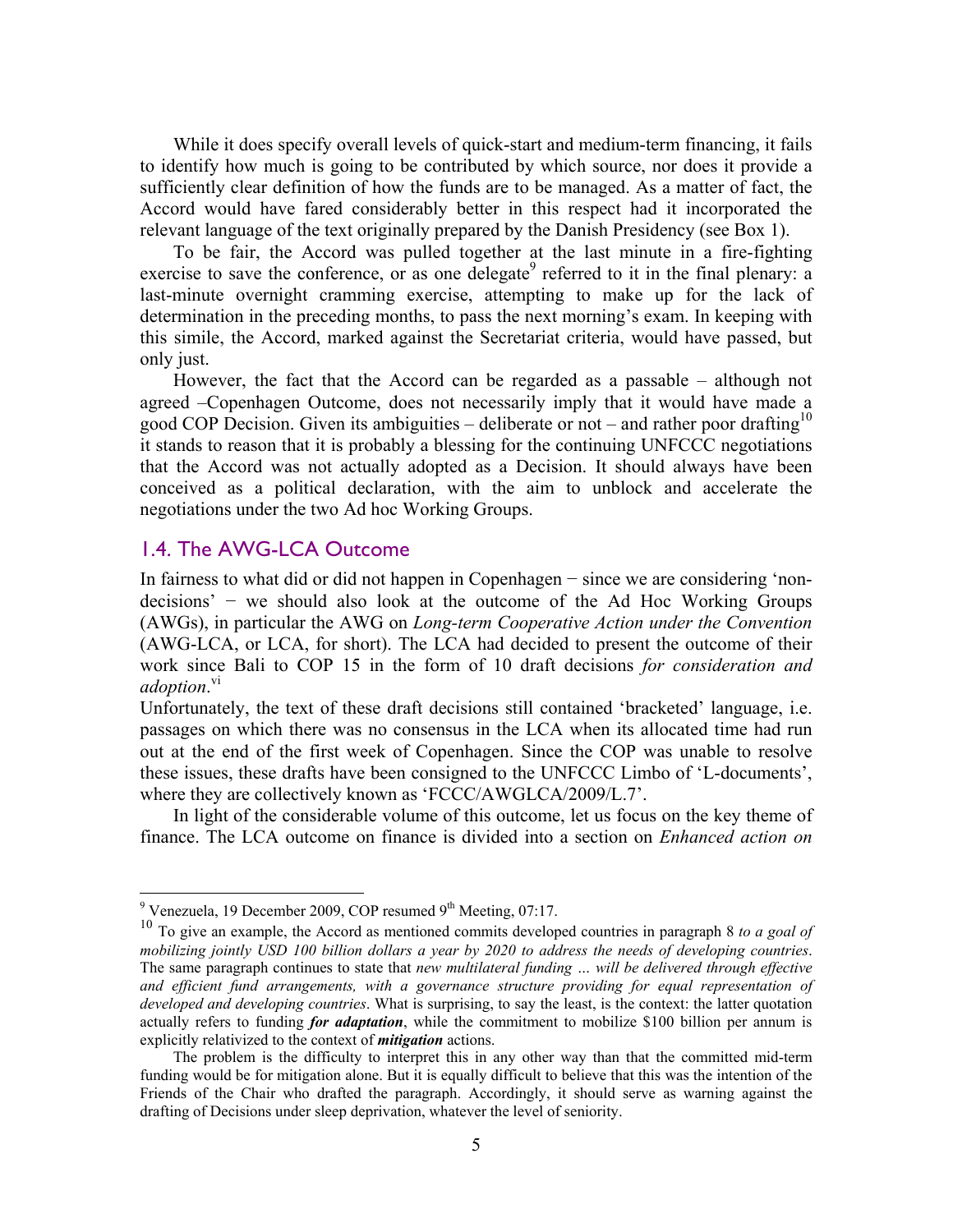While it does specify overall levels of quick-start and medium-term financing, it fails to identify how much is going to be contributed by which source, nor does it provide a sufficiently clear definition of how the funds are to be managed. As a matter of fact, the Accord would have fared considerably better in this respect had it incorporated the relevant language of the text originally prepared by the Danish Presidency (see Box 1).

To be fair, the Accord was pulled together at the last minute in a fire-fighting exercise to save the conference, or as one delegate[9] referred to it in the final plenary: a last-minute overnight cramming exercise, attempting to make up for the lack of determination in the preceding months, to pass the next morning's exam. In keeping with this simile, the Accord, marked against the Secretariat criteria, would have passed, but only just.

However, the fact that the Accord can be regarded as a passable – although not agreed –Copenhagen Outcome, does not necessarily imply that it would have made a good COP Decision. Given its ambiguities – deliberate or not – and rather poor drafting[10] it stands to reason that it is probably a blessing for the continuing UNFCCC negotiations that the Accord was not actually adopted as a Decision. It should always have been conceived as a political declaration, with the aim to unblock and accelerate the negotiations under the two Ad hoc Working Groups.

## 1.4. The AWG-LCA Outcome

In fairness to what did or did not happen in Copenhagen − since we are considering 'non-decisions' − we should also look at the outcome of the Ad Hoc Working Groups (AWGs), in particular the AWG on *Long-term Cooperative Action under the Convention* (AWG-LCA, or LCA, for short). The LCA had decided to present the outcome of their work since Bali to COP 15 in the form of 10 draft decisions *for consideration and adoption*.[vi]

Unfortunately, the text of these draft decisions still contained 'bracketed' language, i.e. passages on which there was no consensus in the LCA when its allocated time had run out at the end of the first week of Copenhagen. Since the COP was unable to resolve these issues, these drafts have been consigned to the UNFCCC Limbo of 'L-documents', where they are collectively known as 'FCCC/AWGLCA/2009/L.7'.

In light of the considerable volume of this outcome, let us focus on the key theme of finance. The LCA outcome on finance is divided into a section on *Enhanced action on*

---

[9] Venezuela, 19 December 2009, COP resumed 9th Meeting, 07:17.

[10] To give an example, the Accord as mentioned commits developed countries in paragraph 8 *to a goal of mobilizing jointly USD 100 billion dollars a year by 2020 to address the needs of developing countries*. The same paragraph continues to state that *new multilateral funding … will be delivered through effective and efficient fund arrangements, with a governance structure providing for equal representation of developed and developing countries*. What is surprising, to say the least, is the context: the latter quotation actually refers to funding ***for adaptation***, while the commitment to mobilize $100 billion per annum is explicitly relativized to the context of ***mitigation*** actions.

The problem is the difficulty to interpret this in any other way than that the committed mid-term funding would be for mitigation alone. But it is equally difficult to believe that this was the intention of the Friends of the Chair who drafted the paragraph. Accordingly, it should serve as warning against the drafting of Decisions under sleep deprivation, whatever the level of seniority.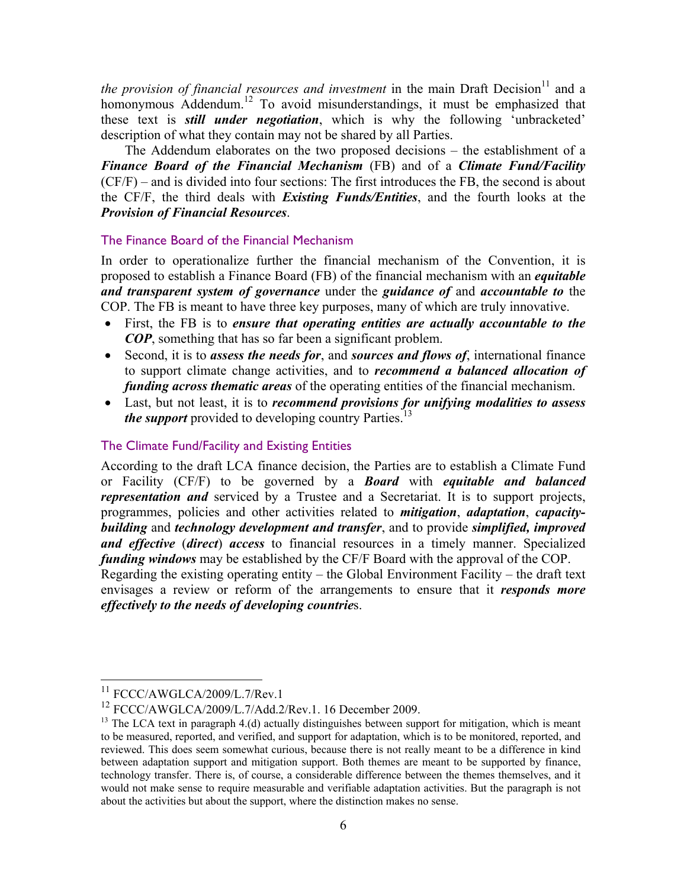*the provision of financial resources and investment* in the main Draft Decision[11] and a homonymous Addendum.[12] To avoid misunderstandings, it must be emphasized that these text is ***still under negotiation***, which is why the following 'unbracketed' description of what they contain may not be shared by all Parties.

The Addendum elaborates on the two proposed decisions – the establishment of a ***Finance Board of the Financial Mechanism*** (FB) and of a ***Climate Fund/Facility*** (CF/F) – and is divided into four sections: The first introduces the FB, the second is about the CF/F, the third deals with ***Existing Funds/Entities***, and the fourth looks at the ***Provision of Financial Resources***.

### The Finance Board of the Financial Mechanism

In order to operationalize further the financial mechanism of the Convention, it is proposed to establish a Finance Board (FB) of the financial mechanism with an ***equitable and transparent system of governance*** under the ***guidance of*** and ***accountable to*** the COP. The FB is meant to have three key purposes, many of which are truly innovative.

- First, the FB is to ***ensure that operating entities are actually accountable to the COP***, something that has so far been a significant problem.
- Second, it is to ***assess the needs for***, and ***sources and flows of***, international finance to support climate change activities, and to ***recommend a balanced allocation of funding across thematic areas*** of the operating entities of the financial mechanism.
- Last, but not least, it is to ***recommend provisions for unifying modalities to assess the support*** provided to developing country Parties.[13]

### The Climate Fund/Facility and Existing Entities

According to the draft LCA finance decision, the Parties are to establish a Climate Fund or Facility (CF/F) to be governed by a ***Board*** with ***equitable and balanced representation and*** serviced by a Trustee and a Secretariat. It is to support projects, programmes, policies and other activities related to ***mitigation***, ***adaptation***, ***capacity-building*** and ***technology development and transfer***, and to provide ***simplified, improved and effective*** (***direct***) ***access*** to financial resources in a timely manner. Specialized ***funding windows*** may be established by the CF/F Board with the approval of the COP.

Regarding the existing operating entity – the Global Environment Facility – the draft text envisages a review or reform of the arrangements to ensure that it ***responds more effectively to the needs of developing countrie***s.

---

[11] FCCC/AWGLCA/2009/L.7/Rev.1

[12] FCCC/AWGLCA/2009/L.7/Add.2/Rev.1. 16 December 2009.

[13] The LCA text in paragraph 4.(d) actually distinguishes between support for mitigation, which is meant to be measured, reported, and verified, and support for adaptation, which is to be monitored, reported, and reviewed. This does seem somewhat curious, because there is not really meant to be a difference in kind between adaptation support and mitigation support. Both themes are meant to be supported by finance, technology transfer. There is, of course, a considerable difference between the themes themselves, and it would not make sense to require measurable and verifiable adaptation activities. But the paragraph is not about the activities but about the support, where the distinction makes no sense.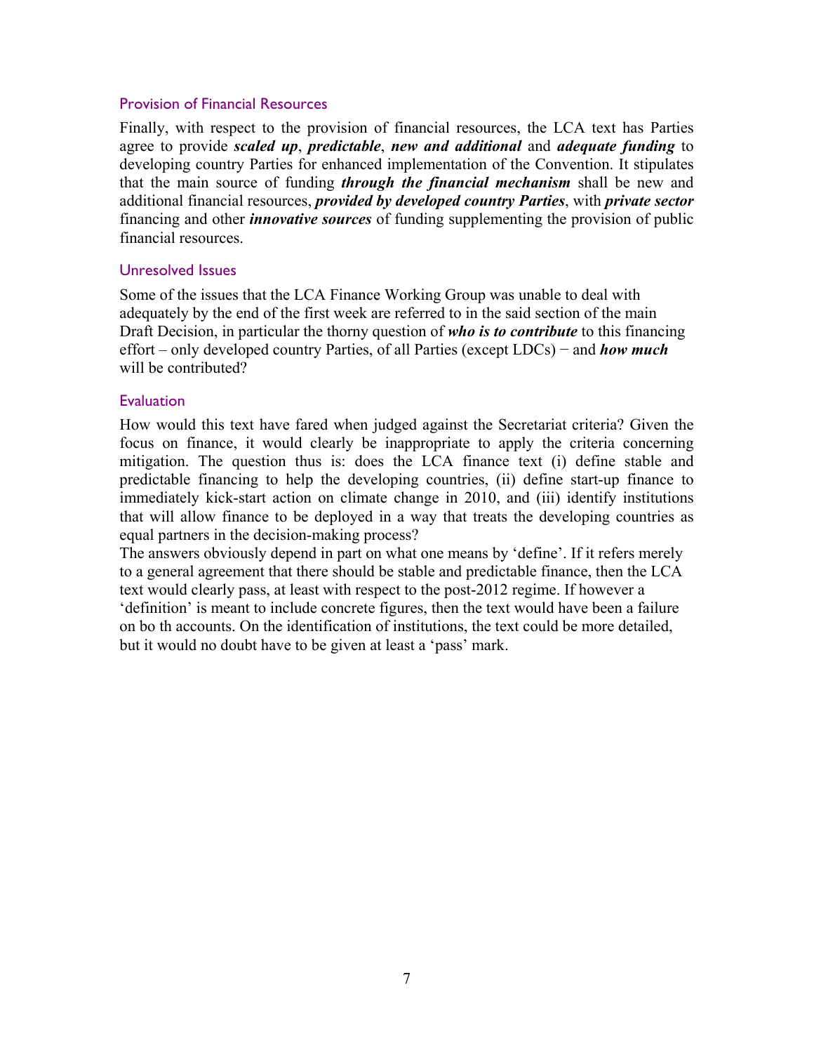### Provision of Financial Resources

Finally, with respect to the provision of financial resources, the LCA text has Parties agree to provide ***scaled up***, ***predictable***, ***new and additional*** and ***adequate funding*** to developing country Parties for enhanced implementation of the Convention. It stipulates that the main source of funding ***through the financial mechanism*** shall be new and additional financial resources, ***provided by developed country Parties***, with ***private sector*** financing and other ***innovative sources*** of funding supplementing the provision of public financial resources.

### Unresolved Issues

Some of the issues that the LCA Finance Working Group was unable to deal with adequately by the end of the first week are referred to in the said section of the main Draft Decision, in particular the thorny question of ***who is to contribute*** to this financing effort – only developed country Parties, of all Parties (except LDCs) − and ***how much*** will be contributed?

### Evaluation

How would this text have fared when judged against the Secretariat criteria? Given the focus on finance, it would clearly be inappropriate to apply the criteria concerning mitigation. The question thus is: does the LCA finance text (i) define stable and predictable financing to help the developing countries, (ii) define start-up finance to immediately kick-start action on climate change in 2010, and (iii) identify institutions that will allow finance to be deployed in a way that treats the developing countries as equal partners in the decision-making process?

The answers obviously depend in part on what one means by 'define'. If it refers merely to a general agreement that there should be stable and predictable finance, then the LCA text would clearly pass, at least with respect to the post-2012 regime. If however a 'definition' is meant to include concrete figures, then the text would have been a failure on bo th accounts. On the identification of institutions, the text could be more detailed, but it would no doubt have to be given at least a 'pass' mark.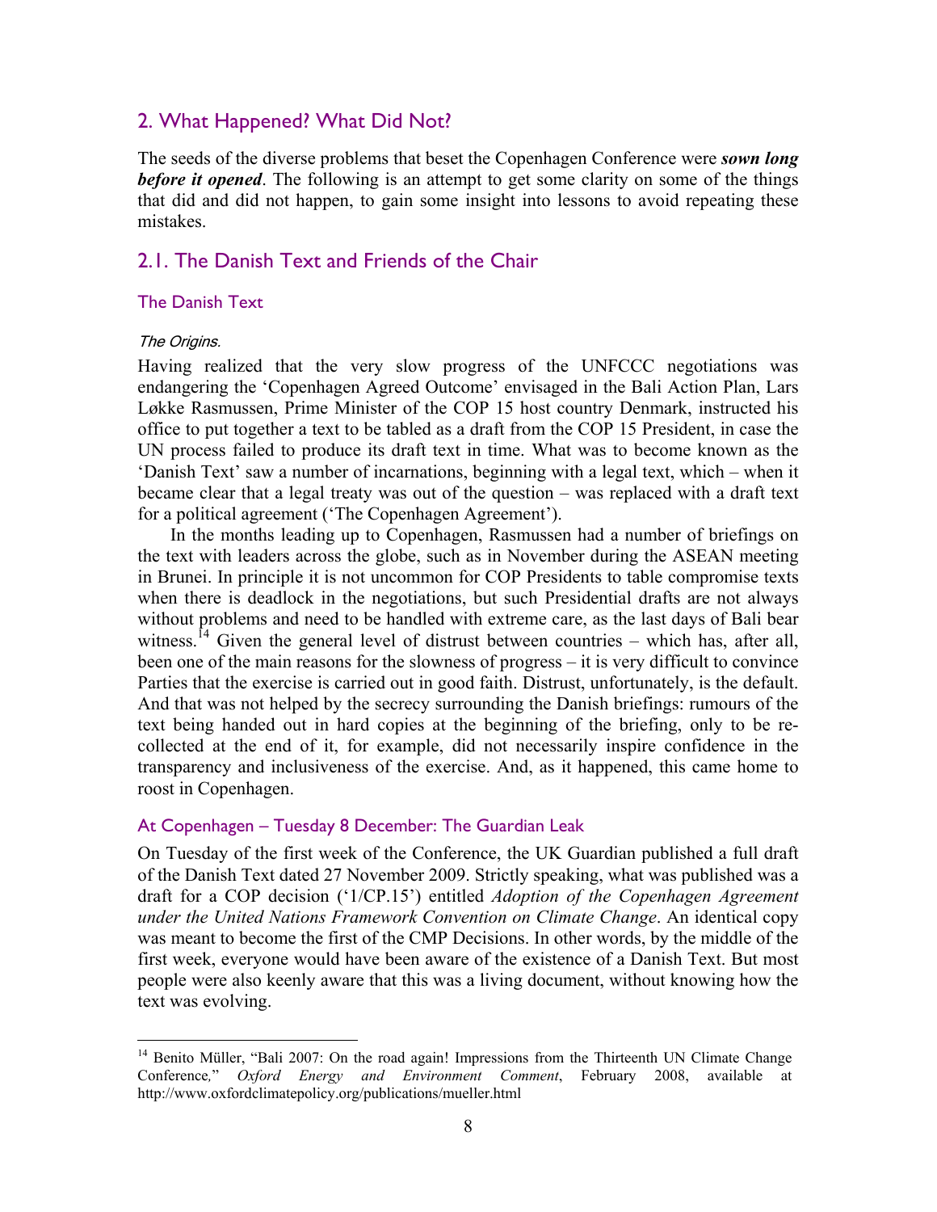## 2. What Happened? What Did Not?

The seeds of the diverse problems that beset the Copenhagen Conference were ***sown long before it opened***. The following is an attempt to get some clarity on some of the things that did and did not happen, to gain some insight into lessons to avoid repeating these mistakes.

## 2.1. The Danish Text and Friends of the Chair

### The Danish Text

*The Origins.*

Having realized that the very slow progress of the UNFCCC negotiations was endangering the 'Copenhagen Agreed Outcome' envisaged in the Bali Action Plan, Lars Løkke Rasmussen, Prime Minister of the COP 15 host country Denmark, instructed his office to put together a text to be tabled as a draft from the COP 15 President, in case the UN process failed to produce its draft text in time. What was to become known as the 'Danish Text' saw a number of incarnations, beginning with a legal text, which – when it became clear that a legal treaty was out of the question – was replaced with a draft text for a political agreement ('The Copenhagen Agreement').

In the months leading up to Copenhagen, Rasmussen had a number of briefings on the text with leaders across the globe, such as in November during the ASEAN meeting in Brunei. In principle it is not uncommon for COP Presidents to table compromise texts when there is deadlock in the negotiations, but such Presidential drafts are not always without problems and need to be handled with extreme care, as the last days of Bali bear witness.[14] Given the general level of distrust between countries – which has, after all, been one of the main reasons for the slowness of progress – it is very difficult to convince Parties that the exercise is carried out in good faith. Distrust, unfortunately, is the default. And that was not helped by the secrecy surrounding the Danish briefings: rumours of the text being handed out in hard copies at the beginning of the briefing, only to be re-collected at the end of it, for example, did not necessarily inspire confidence in the transparency and inclusiveness of the exercise. And, as it happened, this came home to roost in Copenhagen.

### At Copenhagen – Tuesday 8 December: The Guardian Leak

On Tuesday of the first week of the Conference, the UK Guardian published a full draft of the Danish Text dated 27 November 2009. Strictly speaking, what was published was a draft for a COP decision ('1/CP.15') entitled *Adoption of the Copenhagen Agreement under the United Nations Framework Convention on Climate Change*. An identical copy was meant to become the first of the CMP Decisions. In other words, by the middle of the first week, everyone would have been aware of the existence of a Danish Text. But most people were also keenly aware that this was a living document, without knowing how the text was evolving.

---

[14] Benito Müller, "Bali 2007: On the road again! Impressions from the Thirteenth UN Climate Change Conference," *Oxford Energy and Environment Comment*, February 2008, available at http://www.oxfordclimatepolicy.org/publications/mueller.html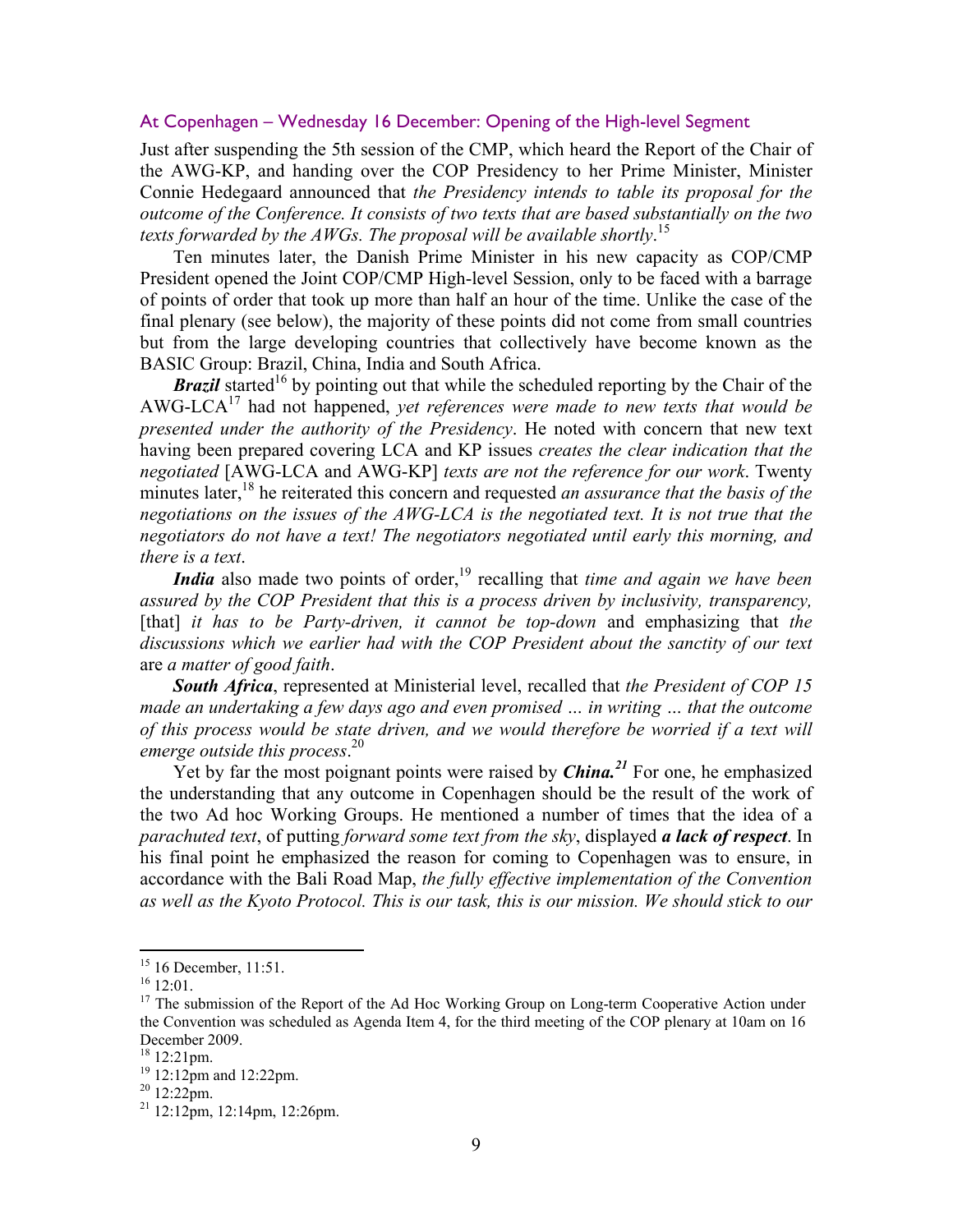### At Copenhagen – Wednesday 16 December: Opening of the High-level Segment

Just after suspending the 5th session of the CMP, which heard the Report of the Chair of the AWG-KP, and handing over the COP Presidency to her Prime Minister, Minister Connie Hedegaard announced that *the Presidency intends to table its proposal for the outcome of the Conference. It consists of two texts that are based substantially on the two texts forwarded by the AWGs. The proposal will be available shortly*.[15]

Ten minutes later, the Danish Prime Minister in his new capacity as COP/CMP President opened the Joint COP/CMP High-level Session, only to be faced with a barrage of points of order that took up more than half an hour of the time. Unlike the case of the final plenary (see below), the majority of these points did not come from small countries but from the large developing countries that collectively have become known as the BASIC Group: Brazil, China, India and South Africa.

***Brazil*** started[16] by pointing out that while the scheduled reporting by the Chair of the AWG-LCA[17] had not happened, *yet references were made to new texts that would be presented under the authority of the Presidency*. He noted with concern that new text having been prepared covering LCA and KP issues *creates the clear indication that the negotiated* [AWG-LCA and AWG-KP] *texts are not the reference for our work*. Twenty minutes later,[18] he reiterated this concern and requested *an assurance that the basis of the negotiations on the issues of the AWG-LCA is the negotiated text. It is not true that the negotiators do not have a text! The negotiators negotiated until early this morning, and there is a text*.

***India*** also made two points of order,[19] recalling that *time and again we have been assured by the COP President that this is a process driven by inclusivity, transparency,* [that] *it has to be Party-driven, it cannot be top-down* and emphasizing that *the discussions which we earlier had with the COP President about the sanctity of our text* are *a matter of good faith*.

***South Africa***, represented at Ministerial level, recalled that *the President of COP 15 made an undertaking a few days ago and even promised … in writing … that the outcome of this process would be state driven, and we would therefore be worried if a text will emerge outside this process*.[20]

Yet by far the most poignant points were raised by ***China.***[21] For one, he emphasized the understanding that any outcome in Copenhagen should be the result of the work of the two Ad hoc Working Groups. He mentioned a number of times that the idea of a *parachuted text*, of putting *forward some text from the sky*, displayed ***a lack of respect***. In his final point he emphasized the reason for coming to Copenhagen was to ensure, in accordance with the Bali Road Map, *the fully effective implementation of the Convention as well as the Kyoto Protocol. This is our task, this is our mission. We should stick to our*

---

[15] 16 December, 11:51.

[16] 12:01.

[17] The submission of the Report of the Ad Hoc Working Group on Long-term Cooperative Action under the Convention was scheduled as Agenda Item 4, for the third meeting of the COP plenary at 10am on 16 December 2009.

[18] 12:21pm.

[19] 12:12pm and 12:22pm.

[20] 12:22pm.

[21] 12:12pm, 12:14pm, 12:26pm.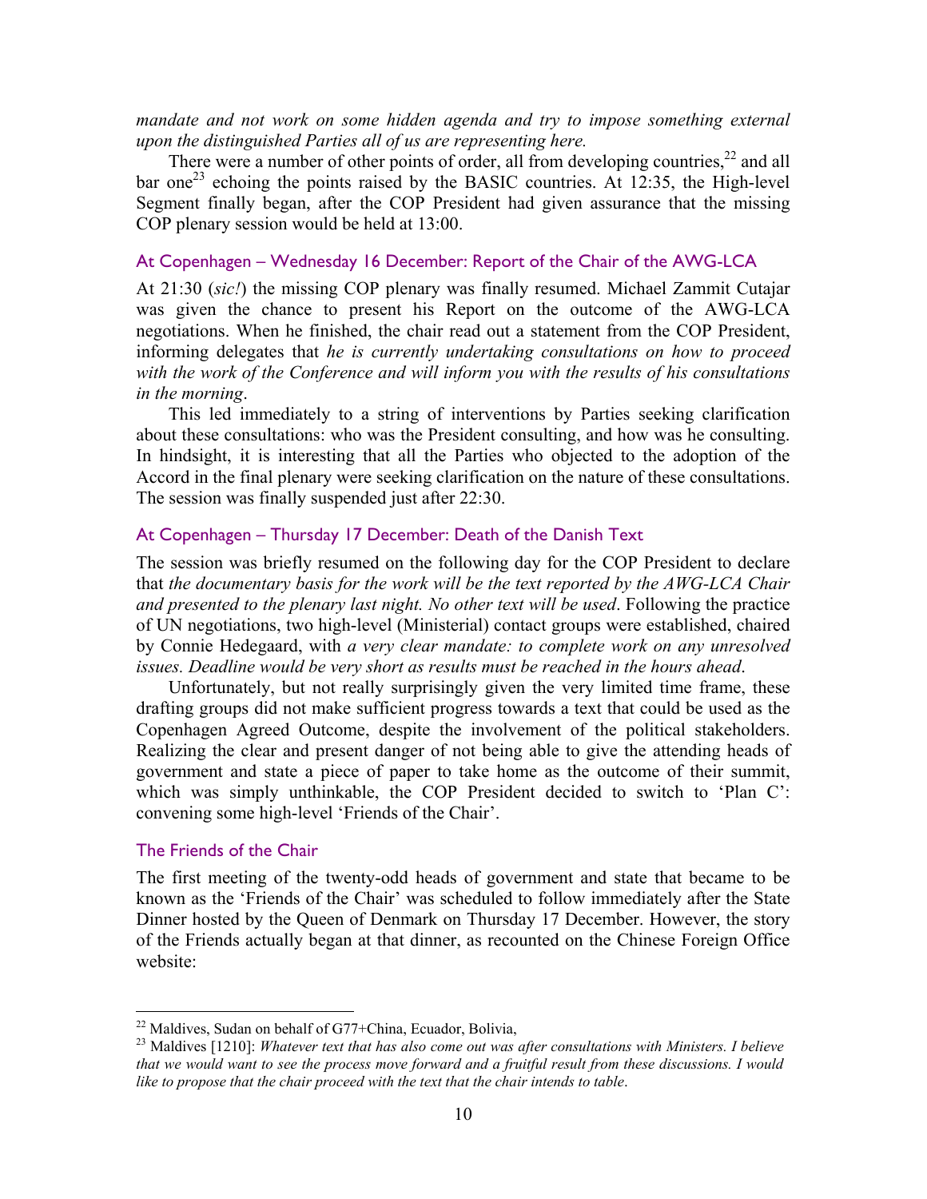*mandate and not work on some hidden agenda and try to impose something external upon the distinguished Parties all of us are representing here.*

There were a number of other points of order, all from developing countries,[22] and all bar one[23] echoing the points raised by the BASIC countries. At 12:35, the High-level Segment finally began, after the COP President had given assurance that the missing COP plenary session would be held at 13:00.

### At Copenhagen – Wednesday 16 December: Report of the Chair of the AWG-LCA

At 21:30 (*sic!*) the missing COP plenary was finally resumed. Michael Zammit Cutajar was given the chance to present his Report on the outcome of the AWG-LCA negotiations. When he finished, the chair read out a statement from the COP President, informing delegates that *he is currently undertaking consultations on how to proceed with the work of the Conference and will inform you with the results of his consultations in the morning*.

This led immediately to a string of interventions by Parties seeking clarification about these consultations: who was the President consulting, and how was he consulting. In hindsight, it is interesting that all the Parties who objected to the adoption of the Accord in the final plenary were seeking clarification on the nature of these consultations. The session was finally suspended just after 22:30.

### At Copenhagen – Thursday 17 December: Death of the Danish Text

The session was briefly resumed on the following day for the COP President to declare that *the documentary basis for the work will be the text reported by the AWG-LCA Chair and presented to the plenary last night. No other text will be used*. Following the practice of UN negotiations, two high-level (Ministerial) contact groups were established, chaired by Connie Hedegaard, with *a very clear mandate: to complete work on any unresolved issues. Deadline would be very short as results must be reached in the hours ahead*.

Unfortunately, but not really surprisingly given the very limited time frame, these drafting groups did not make sufficient progress towards a text that could be used as the Copenhagen Agreed Outcome, despite the involvement of the political stakeholders. Realizing the clear and present danger of not being able to give the attending heads of government and state a piece of paper to take home as the outcome of their summit, which was simply unthinkable, the COP President decided to switch to 'Plan C': convening some high-level 'Friends of the Chair'.

### The Friends of the Chair

The first meeting of the twenty-odd heads of government and state that became to be known as the 'Friends of the Chair' was scheduled to follow immediately after the State Dinner hosted by the Queen of Denmark on Thursday 17 December. However, the story of the Friends actually began at that dinner, as recounted on the Chinese Foreign Office website:

---

[22] Maldives, Sudan on behalf of G77+China, Ecuador, Bolivia,

[23] Maldives [1210]: *Whatever text that has also come out was after consultations with Ministers. I believe that we would want to see the process move forward and a fruitful result from these discussions. I would like to propose that the chair proceed with the text that the chair intends to table*.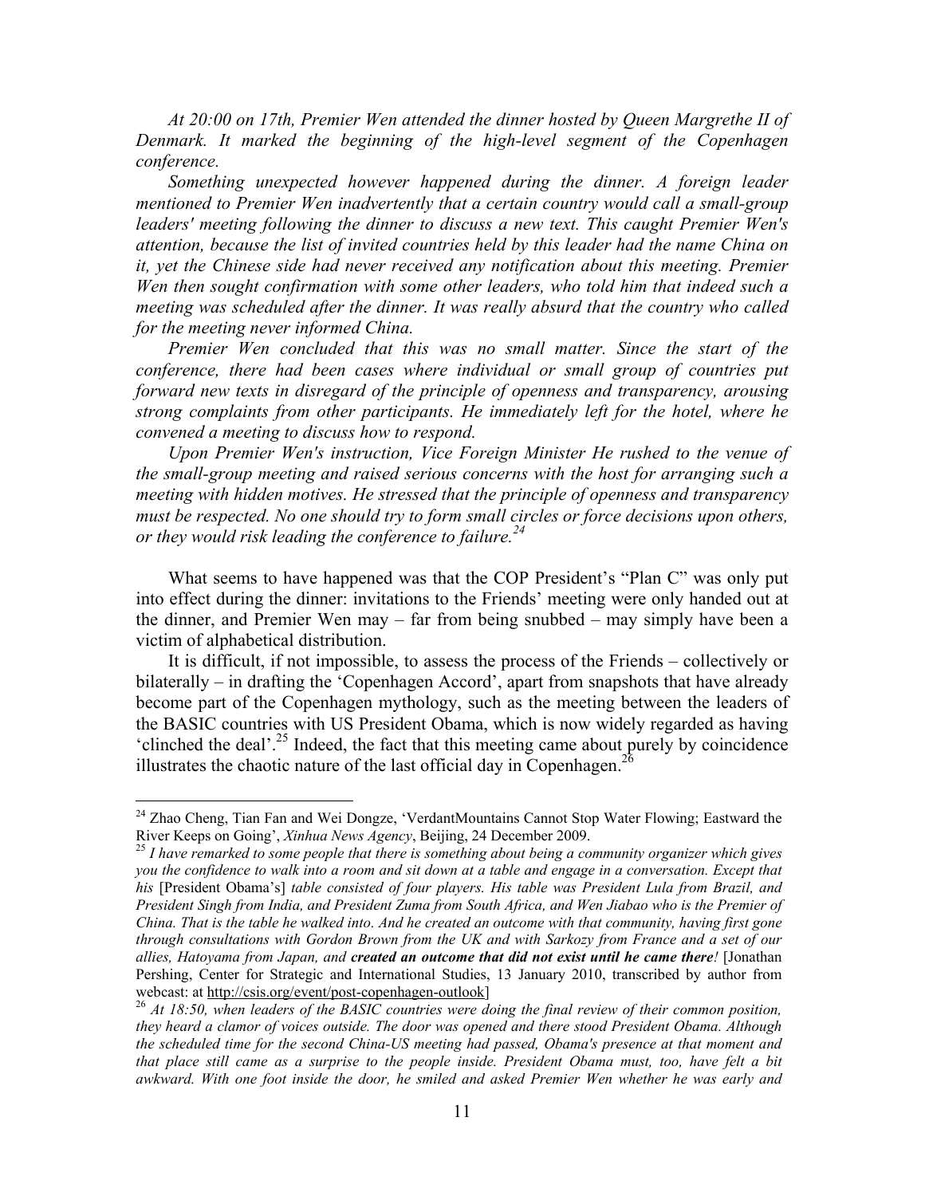*At 20:00 on 17th, Premier Wen attended the dinner hosted by Queen Margrethe II of Denmark. It marked the beginning of the high-level segment of the Copenhagen conference.*

*Something unexpected however happened during the dinner. A foreign leader mentioned to Premier Wen inadvertently that a certain country would call a small-group leaders' meeting following the dinner to discuss a new text. This caught Premier Wen's attention, because the list of invited countries held by this leader had the name China on it, yet the Chinese side had never received any notification about this meeting. Premier Wen then sought confirmation with some other leaders, who told him that indeed such a meeting was scheduled after the dinner. It was really absurd that the country who called for the meeting never informed China.*

*Premier Wen concluded that this was no small matter. Since the start of the conference, there had been cases where individual or small group of countries put forward new texts in disregard of the principle of openness and transparency, arousing strong complaints from other participants. He immediately left for the hotel, where he convened a meeting to discuss how to respond.*

*Upon Premier Wen's instruction, Vice Foreign Minister He rushed to the venue of the small-group meeting and raised serious concerns with the host for arranging such a meeting with hidden motives. He stressed that the principle of openness and transparency must be respected. No one should try to form small circles or force decisions upon others, or they would risk leading the conference to failure.*[24]

What seems to have happened was that the COP President's "Plan C" was only put into effect during the dinner: invitations to the Friends' meeting were only handed out at the dinner, and Premier Wen may – far from being snubbed – may simply have been a victim of alphabetical distribution.

It is difficult, if not impossible, to assess the process of the Friends – collectively or bilaterally – in drafting the 'Copenhagen Accord', apart from snapshots that have already become part of the Copenhagen mythology, such as the meeting between the leaders of the BASIC countries with US President Obama, which is now widely regarded as having 'clinched the deal'.[25] Indeed, the fact that this meeting came about purely by coincidence illustrates the chaotic nature of the last official day in Copenhagen.[26]

---

[24] Zhao Cheng, Tian Fan and Wei Dongze, 'VerdantMountains Cannot Stop Water Flowing; Eastward the River Keeps on Going', *Xinhua News Agency*, Beijing, 24 December 2009.

[25] *I have remarked to some people that there is something about being a community organizer which gives you the confidence to walk into a room and sit down at a table and engage in a conversation. Except that his* [President Obama's] *table consisted of four players. His table was President Lula from Brazil, and President Singh from India, and President Zuma from South Africa, and Wen Jiabao who is the Premier of China. That is the table he walked into. And he created an outcome with that community, having first gone through consultations with Gordon Brown from the UK and with Sarkozy from France and a set of our allies, Hatoyama from Japan, and* ***created an outcome that did not exist until he came there!*** [Jonathan Pershing, Center for Strategic and International Studies, 13 January 2010, transcribed by author from webcast: at http://csis.org/event/post-copenhagen-outlook]

[26] *At 18:50, when leaders of the BASIC countries were doing the final review of their common position, they heard a clamor of voices outside. The door was opened and there stood President Obama. Although the scheduled time for the second China-US meeting had passed, Obama's presence at that moment and that place still came as a surprise to the people inside. President Obama must, too, have felt a bit awkward. With one foot inside the door, he smiled and asked Premier Wen whether he was early and*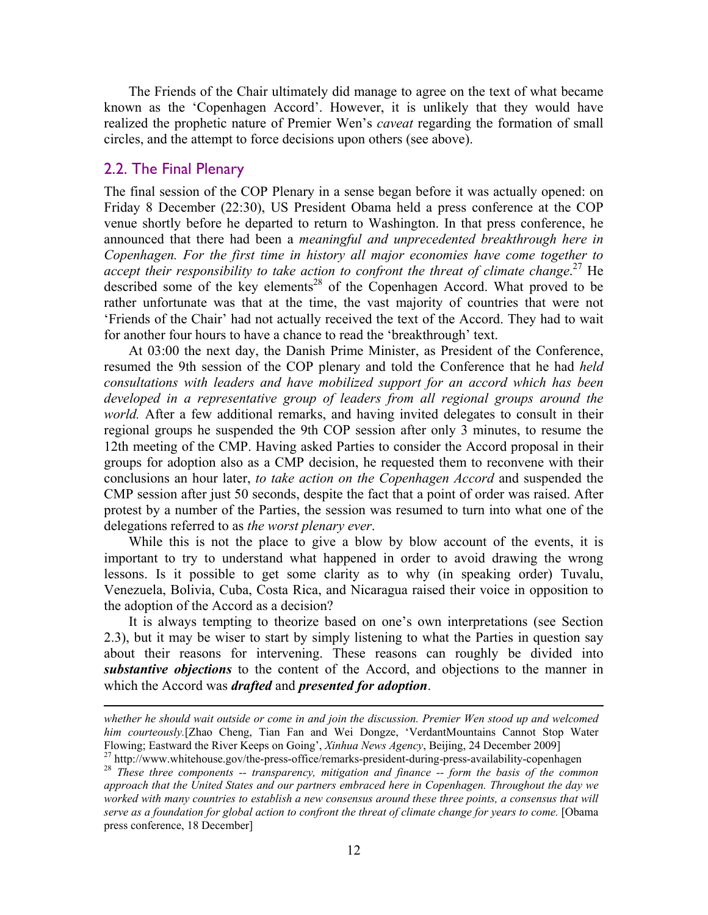The Friends of the Chair ultimately did manage to agree on the text of what became known as the 'Copenhagen Accord'. However, it is unlikely that they would have realized the prophetic nature of Premier Wen's *caveat* regarding the formation of small circles, and the attempt to force decisions upon others (see above).

## 2.2. The Final Plenary

The final session of the COP Plenary in a sense began before it was actually opened: on Friday 8 December (22:30), US President Obama held a press conference at the COP venue shortly before he departed to return to Washington. In that press conference, he announced that there had been a *meaningful and unprecedented breakthrough here in Copenhagen. For the first time in history all major economies have come together to accept their responsibility to take action to confront the threat of climate change*.[27] He described some of the key elements[28] of the Copenhagen Accord. What proved to be rather unfortunate was that at the time, the vast majority of countries that were not 'Friends of the Chair' had not actually received the text of the Accord. They had to wait for another four hours to have a chance to read the 'breakthrough' text.

At 03:00 the next day, the Danish Prime Minister, as President of the Conference, resumed the 9th session of the COP plenary and told the Conference that he had *held consultations with leaders and have mobilized support for an accord which has been developed in a representative group of leaders from all regional groups around the world.* After a few additional remarks, and having invited delegates to consult in their regional groups he suspended the 9th COP session after only 3 minutes, to resume the 12th meeting of the CMP. Having asked Parties to consider the Accord proposal in their groups for adoption also as a CMP decision, he requested them to reconvene with their conclusions an hour later, *to take action on the Copenhagen Accord* and suspended the CMP session after just 50 seconds, despite the fact that a point of order was raised. After protest by a number of the Parties, the session was resumed to turn into what one of the delegations referred to as *the worst plenary ever*.

While this is not the place to give a blow by blow account of the events, it is important to try to understand what happened in order to avoid drawing the wrong lessons. Is it possible to get some clarity as to why (in speaking order) Tuvalu, Venezuela, Bolivia, Cuba, Costa Rica, and Nicaragua raised their voice in opposition to the adoption of the Accord as a decision?

It is always tempting to theorize based on one's own interpretations (see Section 2.3), but it may be wiser to start by simply listening to what the Parties in question say about their reasons for intervening. These reasons can roughly be divided into ***substantive objections*** to the content of the Accord, and objections to the manner in which the Accord was ***drafted*** and ***presented for adoption***.

---

*whether he should wait outside or come in and join the discussion. Premier Wen stood up and welcomed him courteously.*[Zhao Cheng, Tian Fan and Wei Dongze, 'VerdantMountains Cannot Stop Water Flowing; Eastward the River Keeps on Going', *Xinhua News Agency*, Beijing, 24 December 2009]

[27] http://www.whitehouse.gov/the-press-office/remarks-president-during-press-availability-copenhagen

[28] *These three components -- transparency, mitigation and finance -- form the basis of the common approach that the United States and our partners embraced here in Copenhagen. Throughout the day we worked with many countries to establish a new consensus around these three points, a consensus that will serve as a foundation for global action to confront the threat of climate change for years to come.* [Obama press conference, 18 December]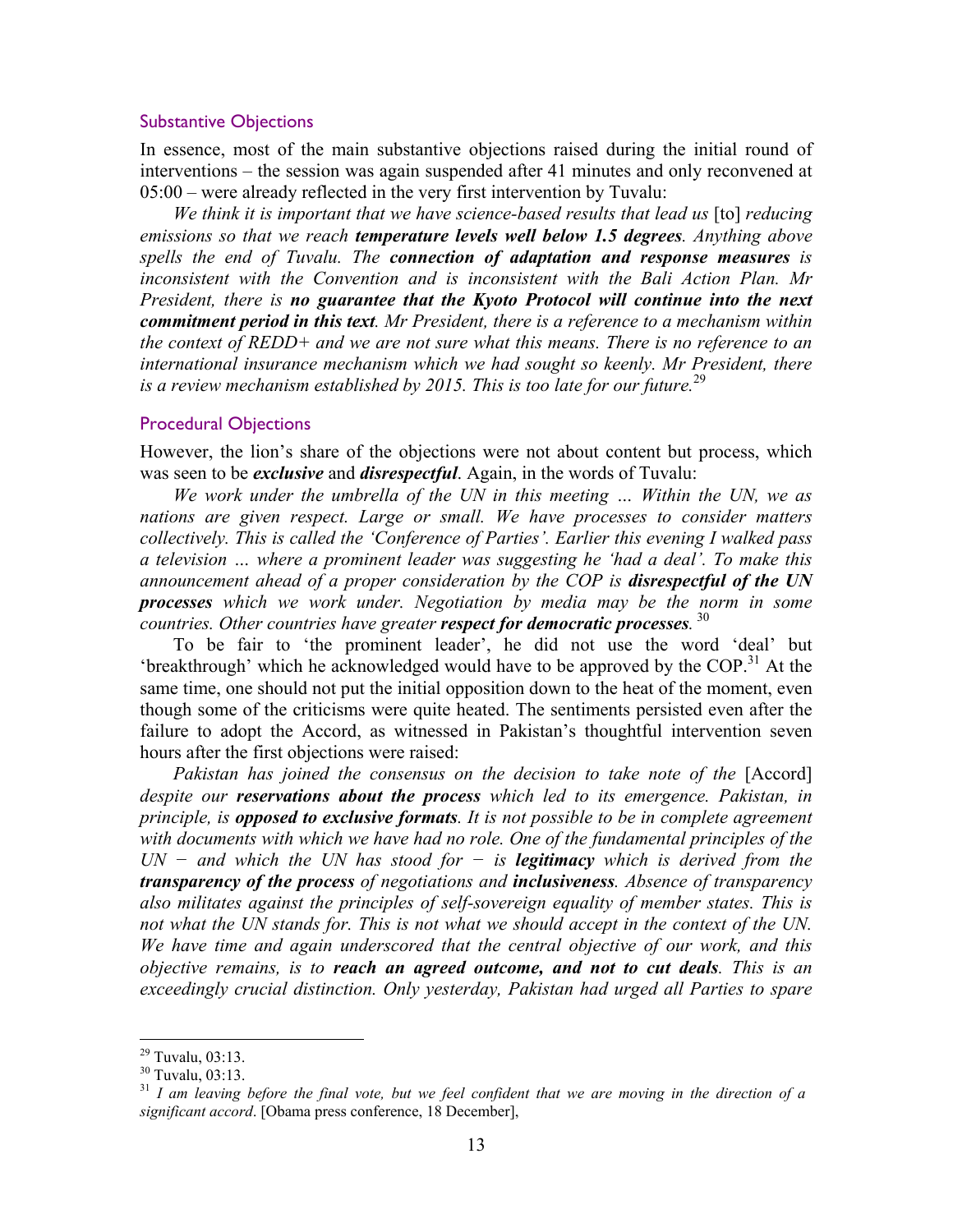### Substantive Objections

In essence, most of the main substantive objections raised during the initial round of interventions – the session was again suspended after 41 minutes and only reconvened at 05:00 – were already reflected in the very first intervention by Tuvalu:

*We think it is important that we have science-based results that lead us* [to] *reducing emissions so that we reach* ***temperature levels well below 1.5 degrees****. Anything above spells the end of Tuvalu. The* ***connection of adaptation and response measures*** *is inconsistent with the Convention and is inconsistent with the Bali Action Plan. Mr President, there is* ***no guarantee that the Kyoto Protocol will continue into the next commitment period in this text****. Mr President, there is a reference to a mechanism within the context of REDD+ and we are not sure what this means. There is no reference to an international insurance mechanism which we had sought so keenly. Mr President, there is a review mechanism established by 2015. This is too late for our future.*[29]

### Procedural Objections

However, the lion's share of the objections were not about content but process, which was seen to be ***exclusive*** and ***disrespectful***. Again, in the words of Tuvalu:

*We work under the umbrella of the UN in this meeting ... Within the UN, we as nations are given respect. Large or small. We have processes to consider matters collectively. This is called the 'Conference of Parties'. Earlier this evening I walked pass a television ... where a prominent leader was suggesting he 'had a deal'. To make this announcement ahead of a proper consideration by the COP is* ***disrespectful of the UN processes*** *which we work under. Negotiation by media may be the norm in some countries. Other countries have greater* ***respect for democratic processes****.* [30]

To be fair to 'the prominent leader', he did not use the word 'deal' but 'breakthrough' which he acknowledged would have to be approved by the COP.[31] At the same time, one should not put the initial opposition down to the heat of the moment, even though some of the criticisms were quite heated. The sentiments persisted even after the failure to adopt the Accord, as witnessed in Pakistan's thoughtful intervention seven hours after the first objections were raised:

*Pakistan has joined the consensus on the decision to take note of the* [Accord] *despite our* ***reservations about the process*** *which led to its emergence. Pakistan, in principle, is* ***opposed to exclusive formats****. It is not possible to be in complete agreement with documents with which we have had no role. One of the fundamental principles of the UN − and which the UN has stood for − is* ***legitimacy*** *which is derived from the* ***transparency of the process*** *of negotiations and* ***inclusiveness****. Absence of transparency also militates against the principles of self-sovereign equality of member states. This is not what the UN stands for. This is not what we should accept in the context of the UN. We have time and again underscored that the central objective of our work, and this objective remains, is to* ***reach an agreed outcome, and not to cut deals****. This is an exceedingly crucial distinction. Only yesterday, Pakistan had urged all Parties to spare*

---

[29] Tuvalu, 03:13.

[30] Tuvalu, 03:13.

[31] *I am leaving before the final vote, but we feel confident that we are moving in the direction of a significant accord*. [Obama press conference, 18 December],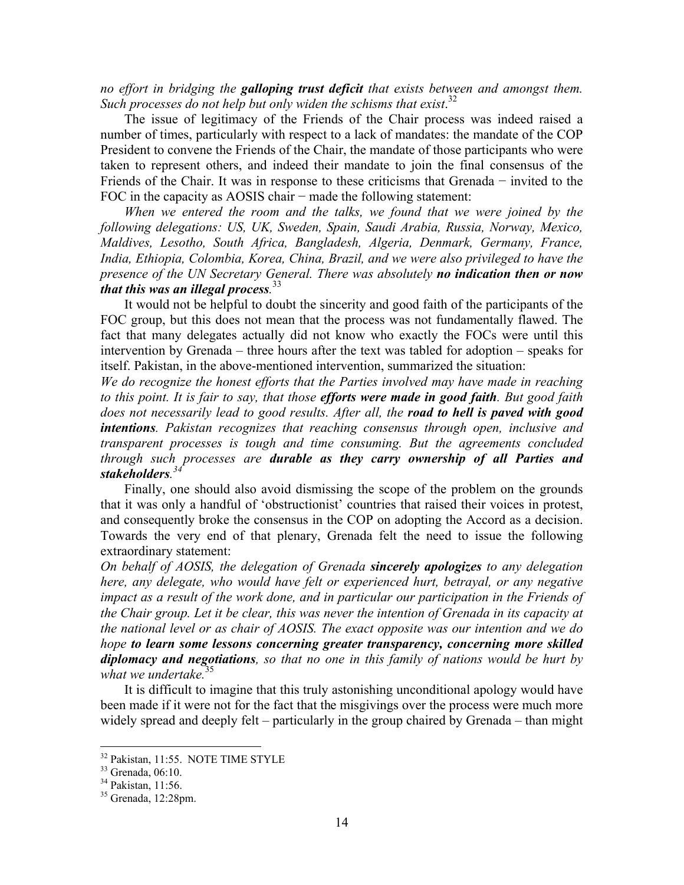*no effort in bridging the **galloping trust deficit** that exists between and amongst them. Such processes do not help but only widen the schisms that exist*.[32]

The issue of legitimacy of the Friends of the Chair process was indeed raised a number of times, particularly with respect to a lack of mandates: the mandate of the COP President to convene the Friends of the Chair, the mandate of those participants who were taken to represent others, and indeed their mandate to join the final consensus of the Friends of the Chair. It was in response to these criticisms that Grenada − invited to the FOC in the capacity as AOSIS chair − made the following statement:

*When we entered the room and the talks, we found that we were joined by the following delegations: US, UK, Sweden, Spain, Saudi Arabia, Russia, Norway, Mexico, Maldives, Lesotho, South Africa, Bangladesh, Algeria, Denmark, Germany, France, India, Ethiopia, Colombia, Korea, China, Brazil, and we were also privileged to have the presence of the UN Secretary General. There was absolutely **no indication then or now that this was an illegal process**.*[33]

It would not be helpful to doubt the sincerity and good faith of the participants of the FOC group, but this does not mean that the process was not fundamentally flawed. The fact that many delegates actually did not know who exactly the FOCs were until this intervention by Grenada – three hours after the text was tabled for adoption – speaks for itself. Pakistan, in the above-mentioned intervention, summarized the situation:

*We do recognize the honest efforts that the Parties involved may have made in reaching to this point. It is fair to say, that those **efforts were made in good faith**. But good faith does not necessarily lead to good results. After all, the **road to hell is paved with good intentions**. Pakistan recognizes that reaching consensus through open, inclusive and transparent processes is tough and time consuming. But the agreements concluded through such processes are **durable as they carry ownership of all Parties and stakeholders**.*[34]

Finally, one should also avoid dismissing the scope of the problem on the grounds that it was only a handful of 'obstructionist' countries that raised their voices in protest, and consequently broke the consensus in the COP on adopting the Accord as a decision. Towards the very end of that plenary, Grenada felt the need to issue the following extraordinary statement:

*On behalf of AOSIS, the delegation of Grenada **sincerely apologizes** to any delegation here, any delegate, who would have felt or experienced hurt, betrayal, or any negative impact as a result of the work done, and in particular our participation in the Friends of the Chair group. Let it be clear, this was never the intention of Grenada in its capacity at the national level or as chair of AOSIS. The exact opposite was our intention and we do hope **to learn some lessons concerning greater transparency, concerning more skilled diplomacy and negotiations**, so that no one in this family of nations would be hurt by what we undertake.*[35]

It is difficult to imagine that this truly astonishing unconditional apology would have been made if it were not for the fact that the misgivings over the process were much more widely spread and deeply felt – particularly in the group chaired by Grenada – than might

---

[32] Pakistan, 11:55. NOTE TIME STYLE

[33] Grenada, 06:10.

[34] Pakistan, 11:56.

[35] Grenada, 12:28pm.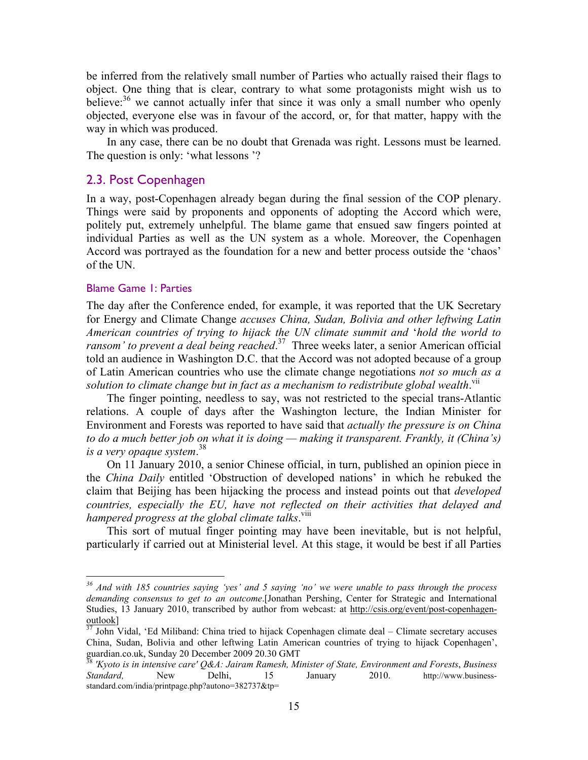be inferred from the relatively small number of Parties who actually raised their flags to object. One thing that is clear, contrary to what some protagonists might wish us to believe:[36] we cannot actually infer that since it was only a small number who openly objected, everyone else was in favour of the accord, or, for that matter, happy with the way in which was produced.

In any case, there can be no doubt that Grenada was right. Lessons must be learned. The question is only: 'what lessons '?

## 2.3. Post Copenhagen

In a way, post-Copenhagen already began during the final session of the COP plenary. Things were said by proponents and opponents of adopting the Accord which were, politely put, extremely unhelpful. The blame game that ensued saw fingers pointed at individual Parties as well as the UN system as a whole. Moreover, the Copenhagen Accord was portrayed as the foundation for a new and better process outside the 'chaos' of the UN.

### Blame Game 1: Parties

The day after the Conference ended, for example, it was reported that the UK Secretary for Energy and Climate Change *accuses China, Sudan, Bolivia and other leftwing Latin American countries of trying to hijack the UN climate summit and* '*hold the world to ransom' to prevent a deal being reached*.[37] Three weeks later, a senior American official told an audience in Washington D.C. that the Accord was not adopted because of a group of Latin American countries who use the climate change negotiations *not so much as a solution to climate change but in fact as a mechanism to redistribute global wealth*.[vii]

The finger pointing, needless to say, was not restricted to the special trans-Atlantic relations. A couple of days after the Washington lecture, the Indian Minister for Environment and Forests was reported to have said that *actually the pressure is on China to do a much better job on what it is doing — making it transparent. Frankly, it (China's) is a very opaque system*.[38]

On 11 January 2010, a senior Chinese official, in turn, published an opinion piece in the *China Daily* entitled 'Obstruction of developed nations' in which he rebuked the claim that Beijing has been hijacking the process and instead points out that *developed countries, especially the EU, have not reflected on their activities that delayed and hampered progress at the global climate talks*.[viii]

This sort of mutual finger pointing may have been inevitable, but is not helpful, particularly if carried out at Ministerial level. At this stage, it would be best if all Parties

---

[36] *And with 185 countries saying 'yes' and 5 saying 'no' we were unable to pass through the process demanding consensus to get to an outcome*.[Jonathan Pershing, Center for Strategic and International Studies, 13 January 2010, transcribed by author from webcast: at http://csis.org/event/post-copenhagen-outlook]

[37] John Vidal, 'Ed Miliband: China tried to hijack Copenhagen climate deal – Climate secretary accuses China, Sudan, Bolivia and other leftwing Latin American countries of trying to hijack Copenhagen', guardian.co.uk, Sunday 20 December 2009 20.30 GMT

[38] *'Kyoto is in intensive care' Q&A: Jairam Ramesh, Minister of State, Environment and Forests*, *Business Standard,* New Delhi, 15 January 2010. http://www.business-standard.com/india/printpage.php?autono=382737&tp=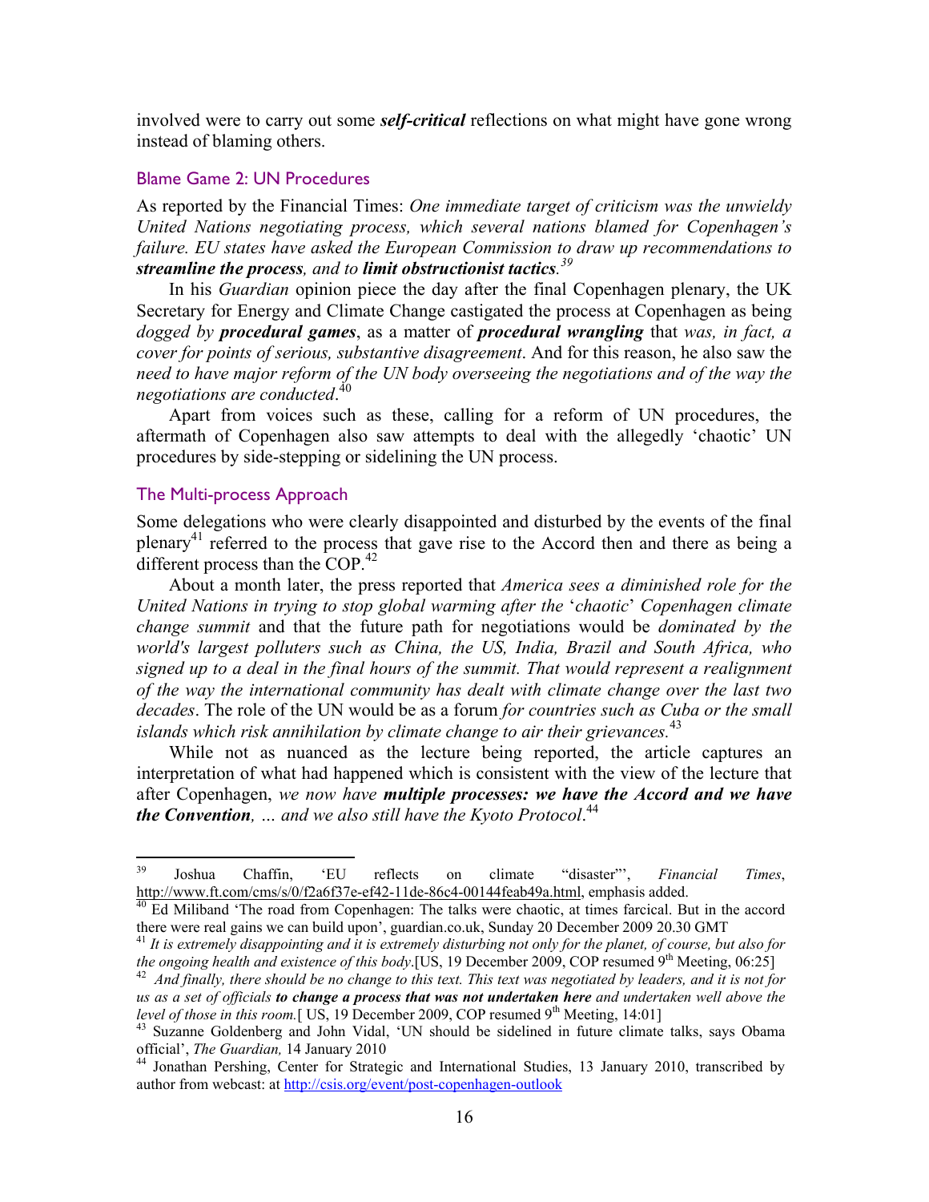involved were to carry out some ***self-critical*** reflections on what might have gone wrong instead of blaming others.

## Blame Game 2: UN Procedures

As reported by the Financial Times: *One immediate target of criticism was the unwieldy United Nations negotiating process, which several nations blamed for Copenhagen's failure. EU states have asked the European Commission to draw up recommendations to **streamline the process**, and to **limit obstructionist tactics**.*[39]

In his *Guardian* opinion piece the day after the final Copenhagen plenary, the UK Secretary for Energy and Climate Change castigated the process at Copenhagen as being *dogged by **procedural games***, as a matter of ***procedural wrangling*** that *was, in fact, a cover for points of serious, substantive disagreement*. And for this reason, he also saw the *need to have major reform of the UN body overseeing the negotiations and of the way the negotiations are conducted*.[40]

Apart from voices such as these, calling for a reform of UN procedures, the aftermath of Copenhagen also saw attempts to deal with the allegedly 'chaotic' UN procedures by side-stepping or sidelining the UN process.

## The Multi-process Approach

Some delegations who were clearly disappointed and disturbed by the events of the final plenary[41] referred to the process that gave rise to the Accord then and there as being a different process than the COP.[42]

About a month later, the press reported that *America sees a diminished role for the United Nations in trying to stop global warming after the* '*chaotic*' *Copenhagen climate change summit* and that the future path for negotiations would be *dominated by the world's largest polluters such as China, the US, India, Brazil and South Africa, who signed up to a deal in the final hours of the summit. That would represent a realignment of the way the international community has dealt with climate change over the last two decades*. The role of the UN would be as a forum *for countries such as Cuba or the small islands which risk annihilation by climate change to air their grievances.*[43]

While not as nuanced as the lecture being reported, the article captures an interpretation of what had happened which is consistent with the view of the lecture that after Copenhagen, *we now have **multiple processes: we have the Accord and we have the Convention**, … and we also still have the Kyoto Protocol*.[44]

---

[39] Joshua Chaffin, 'EU reflects on climate "disaster"', *Financial Times*, http://www.ft.com/cms/s/0/f2a6f37e-ef42-11de-86c4-00144feab49a.html, emphasis added.

[40] Ed Miliband 'The road from Copenhagen: The talks were chaotic, at times farcical. But in the accord there were real gains we can build upon', guardian.co.uk, Sunday 20 December 2009 20.30 GMT

[41] *It is extremely disappointing and it is extremely disturbing not only for the planet, of course, but also for the ongoing health and existence of this body*.[US, 19 December 2009, COP resumed 9th Meeting, 06:25]

[42] *And finally, there should be no change to this text. This text was negotiated by leaders, and it is not for us as a set of officials **to change a process that was not undertaken here** and undertaken well above the level of those in this room.*[ US, 19 December 2009, COP resumed 9th Meeting, 14:01]

[43] Suzanne Goldenberg and John Vidal, 'UN should be sidelined in future climate talks, says Obama official', *The Guardian,* 14 January 2010

[44] Jonathan Pershing, Center for Strategic and International Studies, 13 January 2010, transcribed by author from webcast: at http://csis.org/event/post-copenhagen-outlook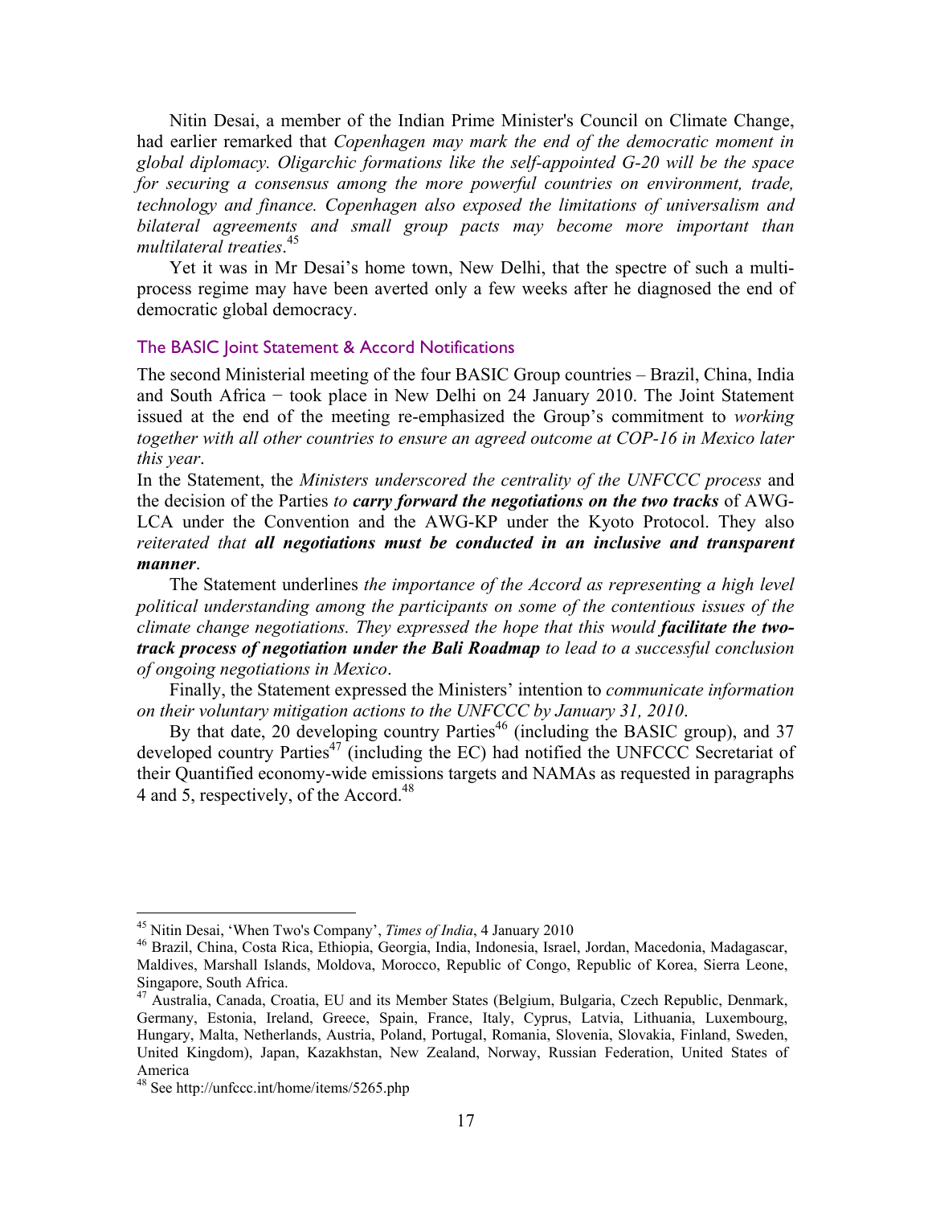Nitin Desai, a member of the Indian Prime Minister's Council on Climate Change, had earlier remarked that *Copenhagen may mark the end of the democratic moment in global diplomacy. Oligarchic formations like the self-appointed G-20 will be the space for securing a consensus among the more powerful countries on environment, trade, technology and finance. Copenhagen also exposed the limitations of universalism and bilateral agreements and small group pacts may become more important than multilateral treaties*.[45]

Yet it was in Mr Desai's home town, New Delhi, that the spectre of such a multi-process regime may have been averted only a few weeks after he diagnosed the end of democratic global democracy.

## The BASIC Joint Statement & Accord Notifications

The second Ministerial meeting of the four BASIC Group countries – Brazil, China, India and South Africa − took place in New Delhi on 24 January 2010. The Joint Statement issued at the end of the meeting re-emphasized the Group's commitment to *working together with all other countries to ensure an agreed outcome at COP-16 in Mexico later this year*.

In the Statement, the *Ministers underscored the centrality of the UNFCCC process* and the decision of the Parties *to* ***carry forward the negotiations on the two tracks*** of AWG-LCA under the Convention and the AWG-KP under the Kyoto Protocol. They also *reiterated that* ***all negotiations must be conducted in an inclusive and transparent manner***.

The Statement underlines *the importance of the Accord as representing a high level political understanding among the participants on some of the contentious issues of the climate change negotiations. They expressed the hope that this would* ***facilitate the two-track process of negotiation under the Bali Roadmap*** *to lead to a successful conclusion of ongoing negotiations in Mexico*.

Finally, the Statement expressed the Ministers' intention to *communicate information on their voluntary mitigation actions to the UNFCCC by January 31, 2010*.

By that date, 20 developing country Parties[46] (including the BASIC group), and 37 developed country Parties[47] (including the EC) had notified the UNFCCC Secretariat of their Quantified economy-wide emissions targets and NAMAs as requested in paragraphs 4 and 5, respectively, of the Accord.[48]

---

[45] Nitin Desai, 'When Two's Company', *Times of India*, 4 January 2010

[46] Brazil, China, Costa Rica, Ethiopia, Georgia, India, Indonesia, Israel, Jordan, Macedonia, Madagascar, Maldives, Marshall Islands, Moldova, Morocco, Republic of Congo, Republic of Korea, Sierra Leone, Singapore, South Africa.

[47] Australia, Canada, Croatia, EU and its Member States (Belgium, Bulgaria, Czech Republic, Denmark, Germany, Estonia, Ireland, Greece, Spain, France, Italy, Cyprus, Latvia, Lithuania, Luxembourg, Hungary, Malta, Netherlands, Austria, Poland, Portugal, Romania, Slovenia, Slovakia, Finland, Sweden, United Kingdom), Japan, Kazakhstan, New Zealand, Norway, Russian Federation, United States of America

[48] See http://unfccc.int/home/items/5265.php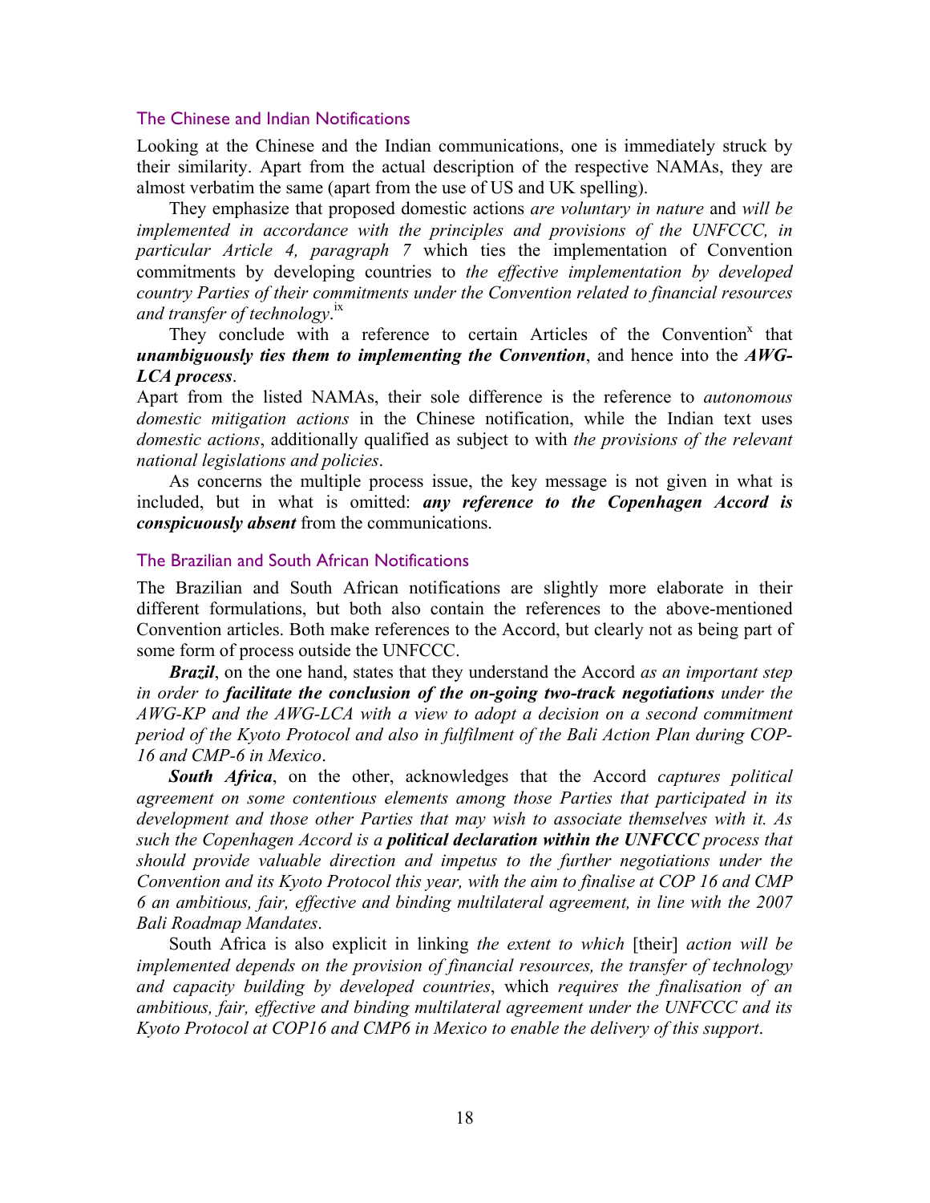### The Chinese and Indian Notifications

Looking at the Chinese and the Indian communications, one is immediately struck by their similarity. Apart from the actual description of the respective NAMAs, they are almost verbatim the same (apart from the use of US and UK spelling).

They emphasize that proposed domestic actions *are voluntary in nature* and *will be implemented in accordance with the principles and provisions of the UNFCCC, in particular Article 4, paragraph 7* which ties the implementation of Convention commitments by developing countries to *the effective implementation by developed country Parties of their commitments under the Convention related to financial resources and transfer of technology*.[ix]

They conclude with a reference to certain Articles of the Convention[x] that ***unambiguously ties them to implementing the Convention***, and hence into the ***AWG-LCA process***.

Apart from the listed NAMAs, their sole difference is the reference to *autonomous domestic mitigation actions* in the Chinese notification, while the Indian text uses *domestic actions*, additionally qualified as subject to with *the provisions of the relevant national legislations and policies*.

As concerns the multiple process issue, the key message is not given in what is included, but in what is omitted: ***any reference to the Copenhagen Accord is conspicuously absent*** from the communications.

### The Brazilian and South African Notifications

The Brazilian and South African notifications are slightly more elaborate in their different formulations, but both also contain the references to the above-mentioned Convention articles. Both make references to the Accord, but clearly not as being part of some form of process outside the UNFCCC.

***Brazil***, on the one hand, states that they understand the Accord *as an important step in order to* ***facilitate the conclusion of the on-going two-track negotiations*** *under the AWG-KP and the AWG-LCA with a view to adopt a decision on a second commitment period of the Kyoto Protocol and also in fulfilment of the Bali Action Plan during COP-16 and CMP-6 in Mexico*.

***South Africa***, on the other, acknowledges that the Accord *captures political agreement on some contentious elements among those Parties that participated in its development and those other Parties that may wish to associate themselves with it. As such the Copenhagen Accord is a* ***political declaration within the UNFCCC*** *process that should provide valuable direction and impetus to the further negotiations under the Convention and its Kyoto Protocol this year, with the aim to finalise at COP 16 and CMP 6 an ambitious, fair, effective and binding multilateral agreement, in line with the 2007 Bali Roadmap Mandates*.

South Africa is also explicit in linking *the extent to which* [their] *action will be implemented depends on the provision of financial resources, the transfer of technology and capacity building by developed countries*, which *requires the finalisation of an ambitious, fair, effective and binding multilateral agreement under the UNFCCC and its Kyoto Protocol at COP16 and CMP6 in Mexico to enable the delivery of this support*.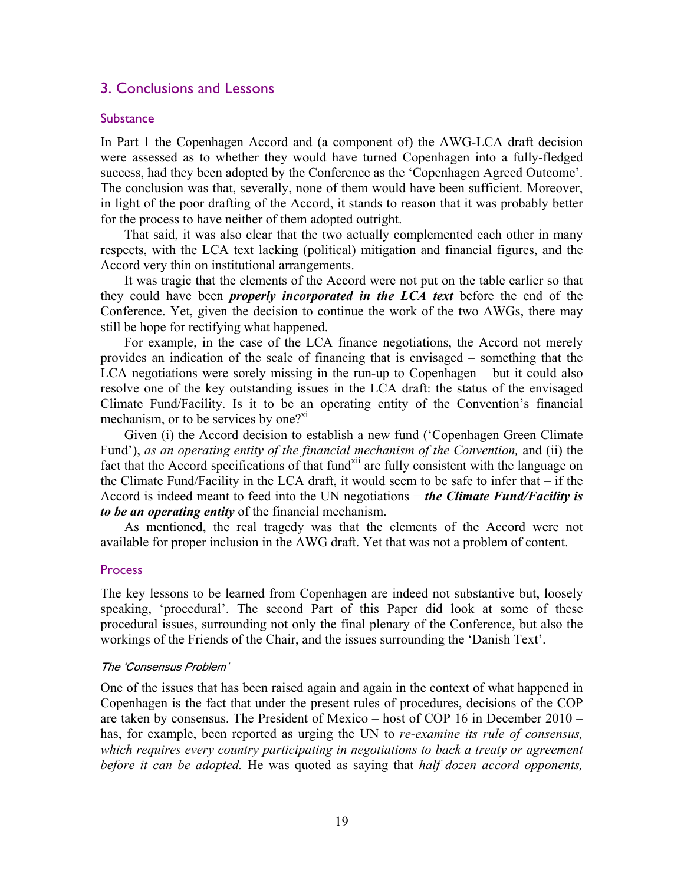## 3. Conclusions and Lessons

### Substance

In Part 1 the Copenhagen Accord and (a component of) the AWG-LCA draft decision were assessed as to whether they would have turned Copenhagen into a fully-fledged success, had they been adopted by the Conference as the 'Copenhagen Agreed Outcome'. The conclusion was that, severally, none of them would have been sufficient. Moreover, in light of the poor drafting of the Accord, it stands to reason that it was probably better for the process to have neither of them adopted outright.

That said, it was also clear that the two actually complemented each other in many respects, with the LCA text lacking (political) mitigation and financial figures, and the Accord very thin on institutional arrangements.

It was tragic that the elements of the Accord were not put on the table earlier so that they could have been ***properly incorporated in the LCA text*** before the end of the Conference. Yet, given the decision to continue the work of the two AWGs, there may still be hope for rectifying what happened.

For example, in the case of the LCA finance negotiations, the Accord not merely provides an indication of the scale of financing that is envisaged – something that the LCA negotiations were sorely missing in the run-up to Copenhagen – but it could also resolve one of the key outstanding issues in the LCA draft: the status of the envisaged Climate Fund/Facility. Is it to be an operating entity of the Convention's financial mechanism, or to be services by one?[xi]

Given (i) the Accord decision to establish a new fund ('Copenhagen Green Climate Fund'), *as an operating entity of the financial mechanism of the Convention,* and (ii) the fact that the Accord specifications of that fund[xii] are fully consistent with the language on the Climate Fund/Facility in the LCA draft, it would seem to be safe to infer that – if the Accord is indeed meant to feed into the UN negotiations − ***the Climate Fund/Facility is to be an operating entity*** of the financial mechanism.

As mentioned, the real tragedy was that the elements of the Accord were not available for proper inclusion in the AWG draft. Yet that was not a problem of content.

### Process

The key lessons to be learned from Copenhagen are indeed not substantive but, loosely speaking, 'procedural'. The second Part of this Paper did look at some of these procedural issues, surrounding not only the final plenary of the Conference, but also the workings of the Friends of the Chair, and the issues surrounding the 'Danish Text'.

#### *The 'Consensus Problem'*

One of the issues that has been raised again and again in the context of what happened in Copenhagen is the fact that under the present rules of procedures, decisions of the COP are taken by consensus. The President of Mexico – host of COP 16 in December 2010 – has, for example, been reported as urging the UN to *re-examine its rule of consensus, which requires every country participating in negotiations to back a treaty or agreement before it can be adopted.* He was quoted as saying that *half dozen accord opponents,*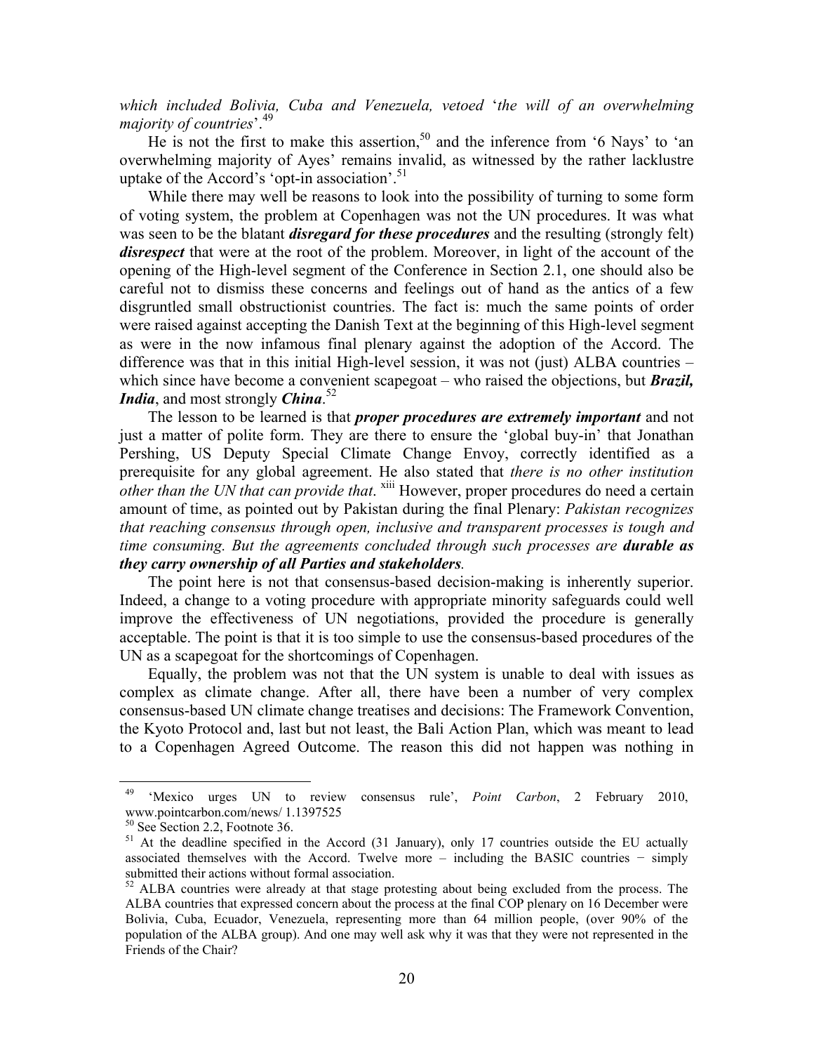*which included Bolivia, Cuba and Venezuela, vetoed* '*the will of an overwhelming majority of countries*'.[49]

He is not the first to make this assertion,[50] and the inference from '6 Nays' to 'an overwhelming majority of Ayes' remains invalid, as witnessed by the rather lacklustre uptake of the Accord's 'opt-in association'.[51]

While there may well be reasons to look into the possibility of turning to some form of voting system, the problem at Copenhagen was not the UN procedures. It was what was seen to be the blatant ***disregard for these procedures*** and the resulting (strongly felt) ***disrespect*** that were at the root of the problem. Moreover, in light of the account of the opening of the High-level segment of the Conference in Section 2.1, one should also be careful not to dismiss these concerns and feelings out of hand as the antics of a few disgruntled small obstructionist countries. The fact is: much the same points of order were raised against accepting the Danish Text at the beginning of this High-level segment as were in the now infamous final plenary against the adoption of the Accord. The difference was that in this initial High-level session, it was not (just) ALBA countries – which since have become a convenient scapegoat – who raised the objections, but ***Brazil, India***, and most strongly ***China***.[52]

The lesson to be learned is that ***proper procedures are extremely important*** and not just a matter of polite form. They are there to ensure the 'global buy-in' that Jonathan Pershing, US Deputy Special Climate Change Envoy, correctly identified as a prerequisite for any global agreement. He also stated that *there is no other institution other than the UN that can provide that*. [xiii] However, proper procedures do need a certain amount of time, as pointed out by Pakistan during the final Plenary: *Pakistan recognizes that reaching consensus through open, inclusive and transparent processes is tough and time consuming. But the agreements concluded through such processes are* ***durable as they carry ownership of all Parties and stakeholders****.*

The point here is not that consensus-based decision-making is inherently superior. Indeed, a change to a voting procedure with appropriate minority safeguards could well improve the effectiveness of UN negotiations, provided the procedure is generally acceptable. The point is that it is too simple to use the consensus-based procedures of the UN as a scapegoat for the shortcomings of Copenhagen.

Equally, the problem was not that the UN system is unable to deal with issues as complex as climate change. After all, there have been a number of very complex consensus-based UN climate change treatises and decisions: The Framework Convention, the Kyoto Protocol and, last but not least, the Bali Action Plan, which was meant to lead to a Copenhagen Agreed Outcome. The reason this did not happen was nothing in

---

[49] 'Mexico urges UN to review consensus rule', *Point Carbon*, 2 February 2010, www.pointcarbon.com/news/ 1.1397525

[50] See Section 2.2, Footnote 36.

[51] At the deadline specified in the Accord (31 January), only 17 countries outside the EU actually associated themselves with the Accord. Twelve more – including the BASIC countries − simply submitted their actions without formal association.

[52] ALBA countries were already at that stage protesting about being excluded from the process. The ALBA countries that expressed concern about the process at the final COP plenary on 16 December were Bolivia, Cuba, Ecuador, Venezuela, representing more than 64 million people, (over 90% of the population of the ALBA group). And one may well ask why it was that they were not represented in the Friends of the Chair?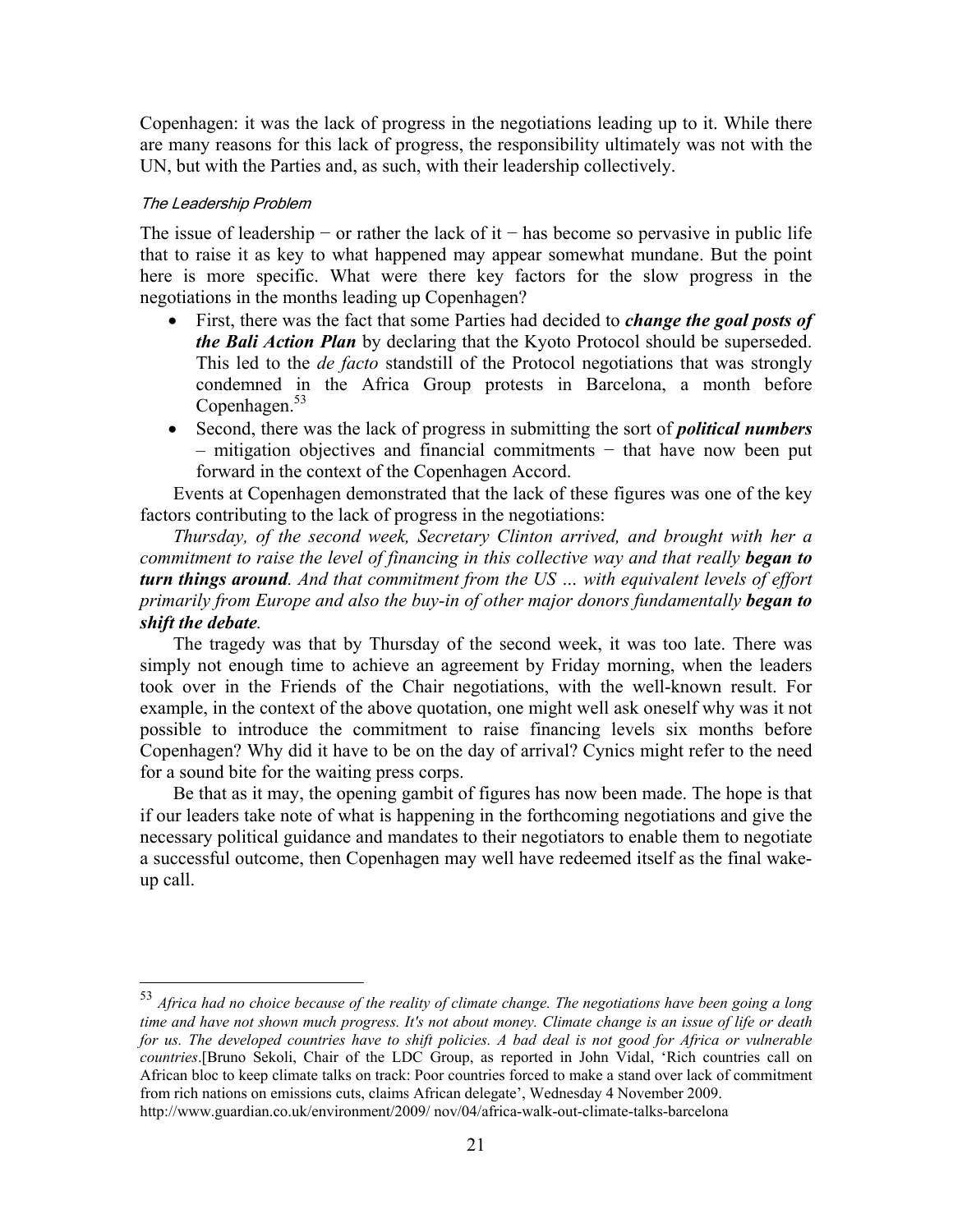Copenhagen: it was the lack of progress in the negotiations leading up to it. While there are many reasons for this lack of progress, the responsibility ultimately was not with the UN, but with the Parties and, as such, with their leadership collectively.

#### *The Leadership Problem*

The issue of leadership − or rather the lack of it − has become so pervasive in public life that to raise it as key to what happened may appear somewhat mundane. But the point here is more specific. What were there key factors for the slow progress in the negotiations in the months leading up Copenhagen?

- First, there was the fact that some Parties had decided to ***change the goal posts of the Bali Action Plan*** by declaring that the Kyoto Protocol should be superseded. This led to the *de facto* standstill of the Protocol negotiations that was strongly condemned in the Africa Group protests in Barcelona, a month before Copenhagen.[53]
- Second, there was the lack of progress in submitting the sort of ***political numbers*** – mitigation objectives and financial commitments − that have now been put forward in the context of the Copenhagen Accord.

Events at Copenhagen demonstrated that the lack of these figures was one of the key factors contributing to the lack of progress in the negotiations:

*Thursday, of the second week, Secretary Clinton arrived, and brought with her a commitment to raise the level of financing in this collective way and that really* ***began to turn things around****. And that commitment from the US … with equivalent levels of effort primarily from Europe and also the buy-in of other major donors fundamentally* ***began to shift the debate****.*

The tragedy was that by Thursday of the second week, it was too late. There was simply not enough time to achieve an agreement by Friday morning, when the leaders took over in the Friends of the Chair negotiations, with the well-known result. For example, in the context of the above quotation, one might well ask oneself why was it not possible to introduce the commitment to raise financing levels six months before Copenhagen? Why did it have to be on the day of arrival? Cynics might refer to the need for a sound bite for the waiting press corps.

Be that as it may, the opening gambit of figures has now been made. The hope is that if our leaders take note of what is happening in the forthcoming negotiations and give the necessary political guidance and mandates to their negotiators to enable them to negotiate a successful outcome, then Copenhagen may well have redeemed itself as the final wake-up call.

---

[53] *Africa had no choice because of the reality of climate change. The negotiations have been going a long time and have not shown much progress. It's not about money. Climate change is an issue of life or death for us. The developed countries have to shift policies. A bad deal is not good for Africa or vulnerable countries*.[Bruno Sekoli, Chair of the LDC Group, as reported in John Vidal, 'Rich countries call on African bloc to keep climate talks on track: Poor countries forced to make a stand over lack of commitment from rich nations on emissions cuts, claims African delegate', Wednesday 4 November 2009. http://www.guardian.co.uk/environment/2009/ nov/04/africa-walk-out-climate-talks-barcelona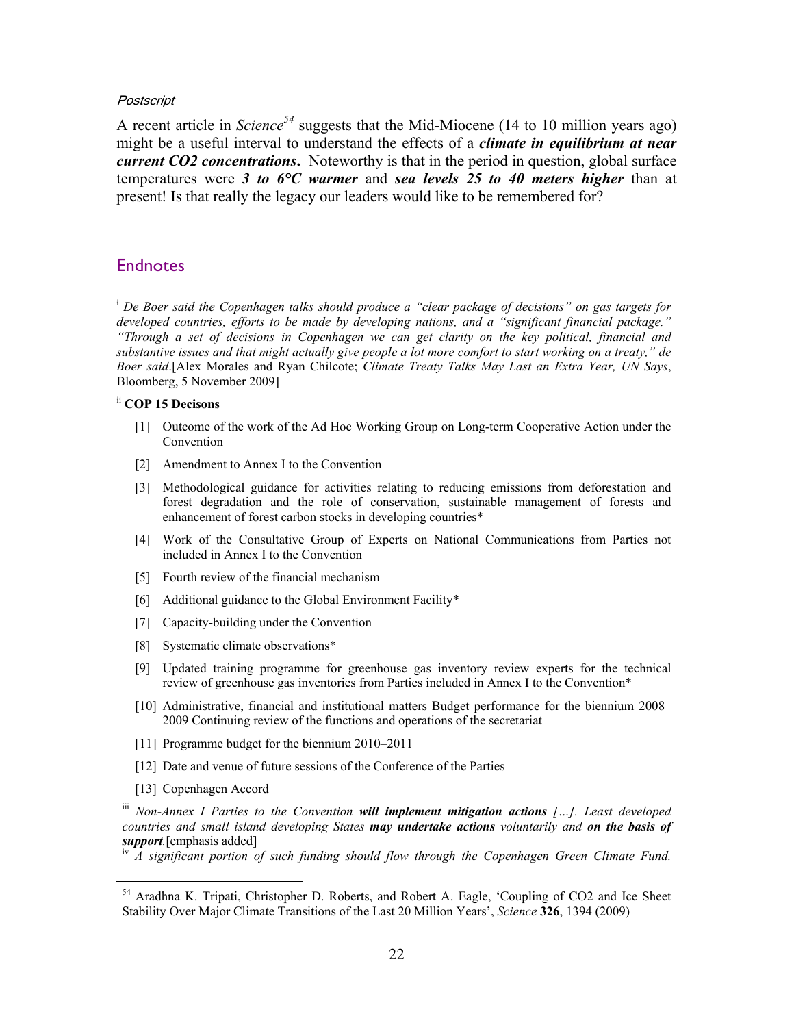*Postscript*

A recent article in *Science*[54] suggests that the Mid-Miocene (14 to 10 million years ago) might be a useful interval to understand the effects of a ***climate in equilibrium at near current CO2 concentrations***. Noteworthy is that in the period in question, global surface temperatures were ***3 to 6°C warmer*** and ***sea levels 25 to 40 meters higher*** than at present! Is that really the legacy our leaders would like to be remembered for?

## Endnotes

[i] *De Boer said the Copenhagen talks should produce a "clear package of decisions" on gas targets for developed countries, efforts to be made by developing nations, and a "significant financial package." "Through a set of decisions in Copenhagen we can get clarity on the key political, financial and substantive issues and that might actually give people a lot more comfort to start working on a treaty," de Boer said.*[Alex Morales and Ryan Chilcote; *Climate Treaty Talks May Last an Extra Year, UN Says*, Bloomberg, 5 November 2009]

[ii] **COP 15 Decisons**

- [1] Outcome of the work of the Ad Hoc Working Group on Long-term Cooperative Action under the Convention
- [2] Amendment to Annex I to the Convention
- [3] Methodological guidance for activities relating to reducing emissions from deforestation and forest degradation and the role of conservation, sustainable management of forests and enhancement of forest carbon stocks in developing countries*
- [4] Work of the Consultative Group of Experts on National Communications from Parties not included in Annex I to the Convention
- [5] Fourth review of the financial mechanism
- [6] Additional guidance to the Global Environment Facility*
- [7] Capacity-building under the Convention
- [8] Systematic climate observations*
- [9] Updated training programme for greenhouse gas inventory review experts for the technical review of greenhouse gas inventories from Parties included in Annex I to the Convention*
- [10] Administrative, financial and institutional matters Budget performance for the biennium 2008–2009 Continuing review of the functions and operations of the secretariat
- [11] Programme budget for the biennium 2010–2011
- [12] Date and venue of future sessions of the Conference of the Parties
- [13] Copenhagen Accord

[iii] *Non-Annex I Parties to the Convention* ***will implement mitigation actions*** *[…]. Least developed countries and small island developing States* ***may undertake actions*** *voluntarily and* ***on the basis of support***.[emphasis added]

[iv] *A significant portion of such funding should flow through the Copenhagen Green Climate Fund.*

---

[54] Aradhna K. Tripati, Christopher D. Roberts, and Robert A. Eagle, 'Coupling of CO2 and Ice Sheet Stability Over Major Climate Transitions of the Last 20 Million Years', *Science* **326**, 1394 (2009)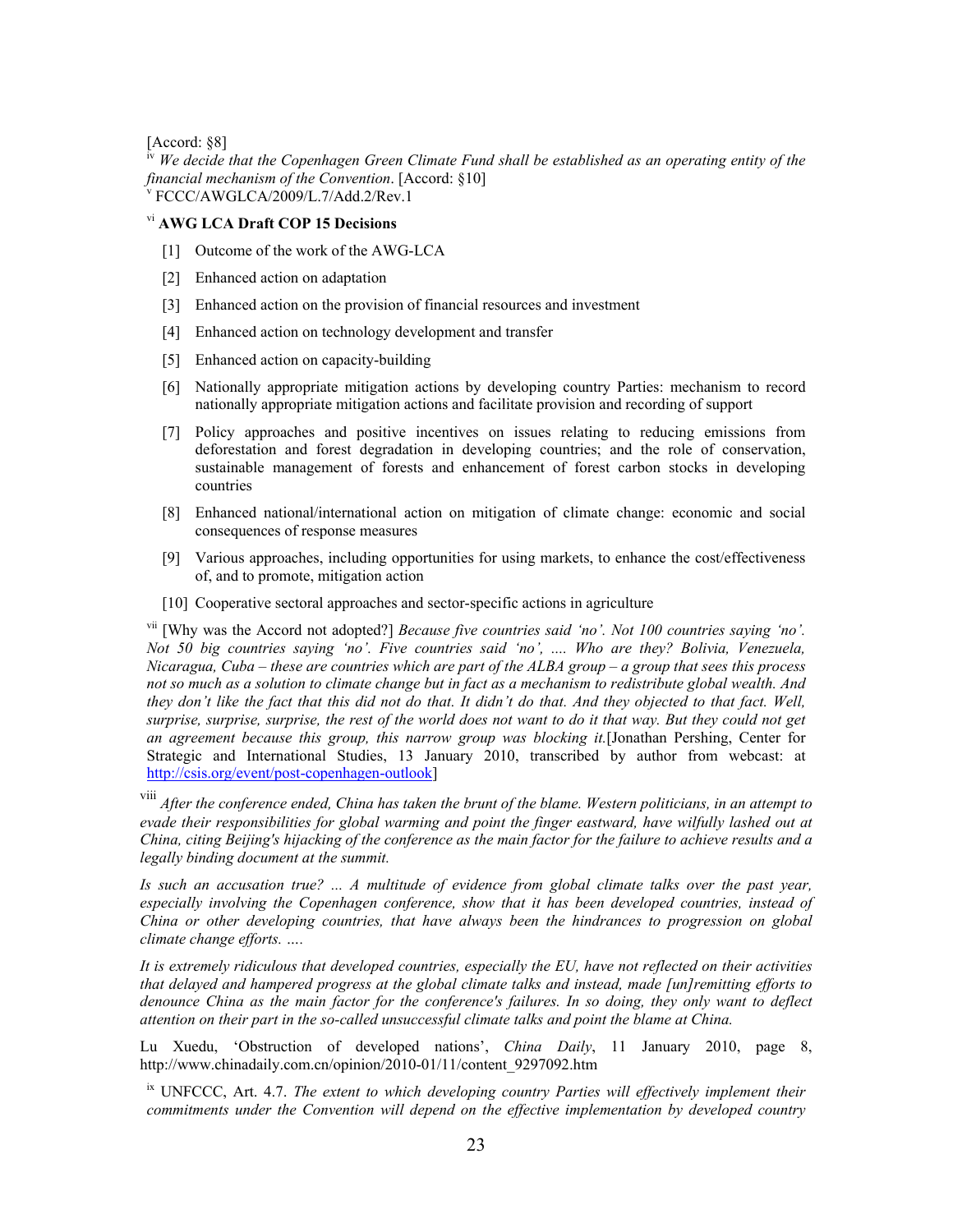[Accord: §8]

[iv] *We decide that the Copenhagen Green Climate Fund shall be established as an operating entity of the financial mechanism of the Convention*. [Accord: §10]

[v] FCCC/AWGLCA/2009/L.7/Add.2/Rev.1

[vi] **AWG LCA Draft COP 15 Decisions**

[1] Outcome of the work of the AWG-LCA

[2] Enhanced action on adaptation

[3] Enhanced action on the provision of financial resources and investment

[4] Enhanced action on technology development and transfer

[5] Enhanced action on capacity-building

[6] Nationally appropriate mitigation actions by developing country Parties: mechanism to record nationally appropriate mitigation actions and facilitate provision and recording of support

[7] Policy approaches and positive incentives on issues relating to reducing emissions from deforestation and forest degradation in developing countries; and the role of conservation, sustainable management of forests and enhancement of forest carbon stocks in developing countries

[8] Enhanced national/international action on mitigation of climate change: economic and social consequences of response measures

[9] Various approaches, including opportunities for using markets, to enhance the cost/effectiveness of, and to promote, mitigation action

[10] Cooperative sectoral approaches and sector-specific actions in agriculture

[vii] [Why was the Accord not adopted?] *Because five countries said 'no'. Not 100 countries saying 'no'. Not 50 big countries saying 'no'. Five countries said 'no', .... Who are they? Bolivia, Venezuela, Nicaragua, Cuba – these are countries which are part of the ALBA group – a group that sees this process not so much as a solution to climate change but in fact as a mechanism to redistribute global wealth. And they don't like the fact that this did not do that. It didn't do that. And they objected to that fact. Well, surprise, surprise, surprise, the rest of the world does not want to do it that way. But they could not get an agreement because this group, this narrow group was blocking it.*[Jonathan Pershing, Center for Strategic and International Studies, 13 January 2010, transcribed by author from webcast: at http://csis.org/event/post-copenhagen-outlook]

[viii] *After the conference ended, China has taken the brunt of the blame. Western politicians, in an attempt to evade their responsibilities for global warming and point the finger eastward, have wilfully lashed out at China, citing Beijing's hijacking of the conference as the main factor for the failure to achieve results and a legally binding document at the summit.*

*Is such an accusation true? ... A multitude of evidence from global climate talks over the past year, especially involving the Copenhagen conference, show that it has been developed countries, instead of China or other developing countries, that have always been the hindrances to progression on global climate change efforts. ….*

*It is extremely ridiculous that developed countries, especially the EU, have not reflected on their activities that delayed and hampered progress at the global climate talks and instead, made [un]remitting efforts to denounce China as the main factor for the conference's failures. In so doing, they only want to deflect attention on their part in the so-called unsuccessful climate talks and point the blame at China.*

Lu Xuedu, 'Obstruction of developed nations', *China Daily*, 11 January 2010, page 8, http://www.chinadaily.com.cn/opinion/2010-01/11/content_9297092.htm

[ix] UNFCCC, Art. 4.7. *The extent to which developing country Parties will effectively implement their commitments under the Convention will depend on the effective implementation by developed country*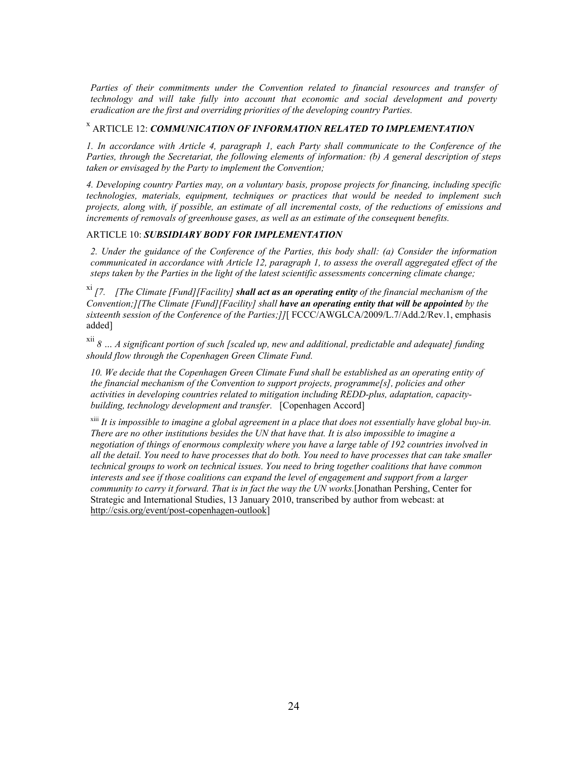*Parties of their commitments under the Convention related to financial resources and transfer of technology and will take fully into account that economic and social development and poverty eradication are the first and overriding priorities of the developing country Parties.*

[x] ARTICLE 12: ***COMMUNICATION OF INFORMATION RELATED TO IMPLEMENTATION***

*1. In accordance with Article 4, paragraph 1, each Party shall communicate to the Conference of the Parties, through the Secretariat, the following elements of information: (b) A general description of steps taken or envisaged by the Party to implement the Convention;*

*4. Developing country Parties may, on a voluntary basis, propose projects for financing, including specific technologies, materials, equipment, techniques or practices that would be needed to implement such projects, along with, if possible, an estimate of all incremental costs, of the reductions of emissions and increments of removals of greenhouse gases, as well as an estimate of the consequent benefits.*

ARTICLE 10: ***SUBSIDIARY BODY FOR IMPLEMENTATION***

*2. Under the guidance of the Conference of the Parties, this body shall: (a) Consider the information communicated in accordance with Article 12, paragraph 1, to assess the overall aggregated effect of the steps taken by the Parties in the light of the latest scientific assessments concerning climate change;*

[xi] *[7. [The Climate [Fund][Facility]* ***shall act as an operating entity*** *of the financial mechanism of the Convention;][The Climate [Fund][Facility] shall* ***have an operating entity that will be appointed*** *by the sixteenth session of the Conference of the Parties;]]*[ FCCC/AWGLCA/2009/L.7/Add.2/Rev.1, emphasis added]

[xii] *8 … A significant portion of such [scaled up, new and additional, predictable and adequate] funding should flow through the Copenhagen Green Climate Fund.*

*10. We decide that the Copenhagen Green Climate Fund shall be established as an operating entity of the financial mechanism of the Convention to support projects, programme[s], policies and other activities in developing countries related to mitigation including REDD-plus, adaptation, capacity-building, technology development and transfer.* [Copenhagen Accord]

[xiii] *It is impossible to imagine a global agreement in a place that does not essentially have global buy-in. There are no other institutions besides the UN that have that. It is also impossible to imagine a negotiation of things of enormous complexity where you have a large table of 192 countries involved in all the detail. You need to have processes that do both. You need to have processes that can take smaller technical groups to work on technical issues. You need to bring together coalitions that have common interests and see if those coalitions can expand the level of engagement and support from a larger community to carry it forward. That is in fact the way the UN works.*[Jonathan Pershing, Center for Strategic and International Studies, 13 January 2010, transcribed by author from webcast: at http://csis.org/event/post-copenhagen-outlook]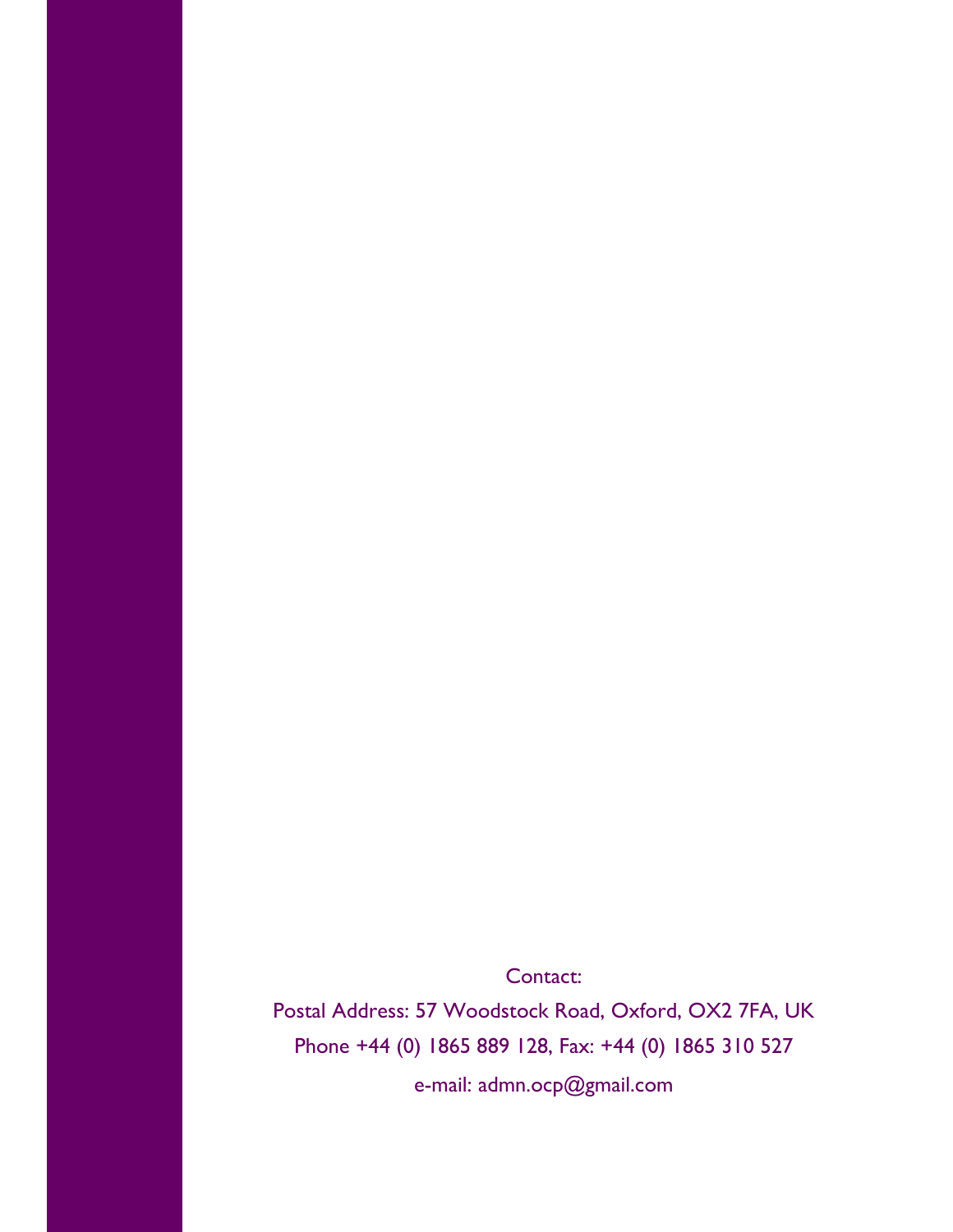Contact:

Postal Address: 57 Woodstock Road, Oxford, OX2 7FA, UK

Phone +44 (0) 1865 889 128, Fax: +44 (0) 1865 310 527

e-mail: admn.ocp@gmail.com